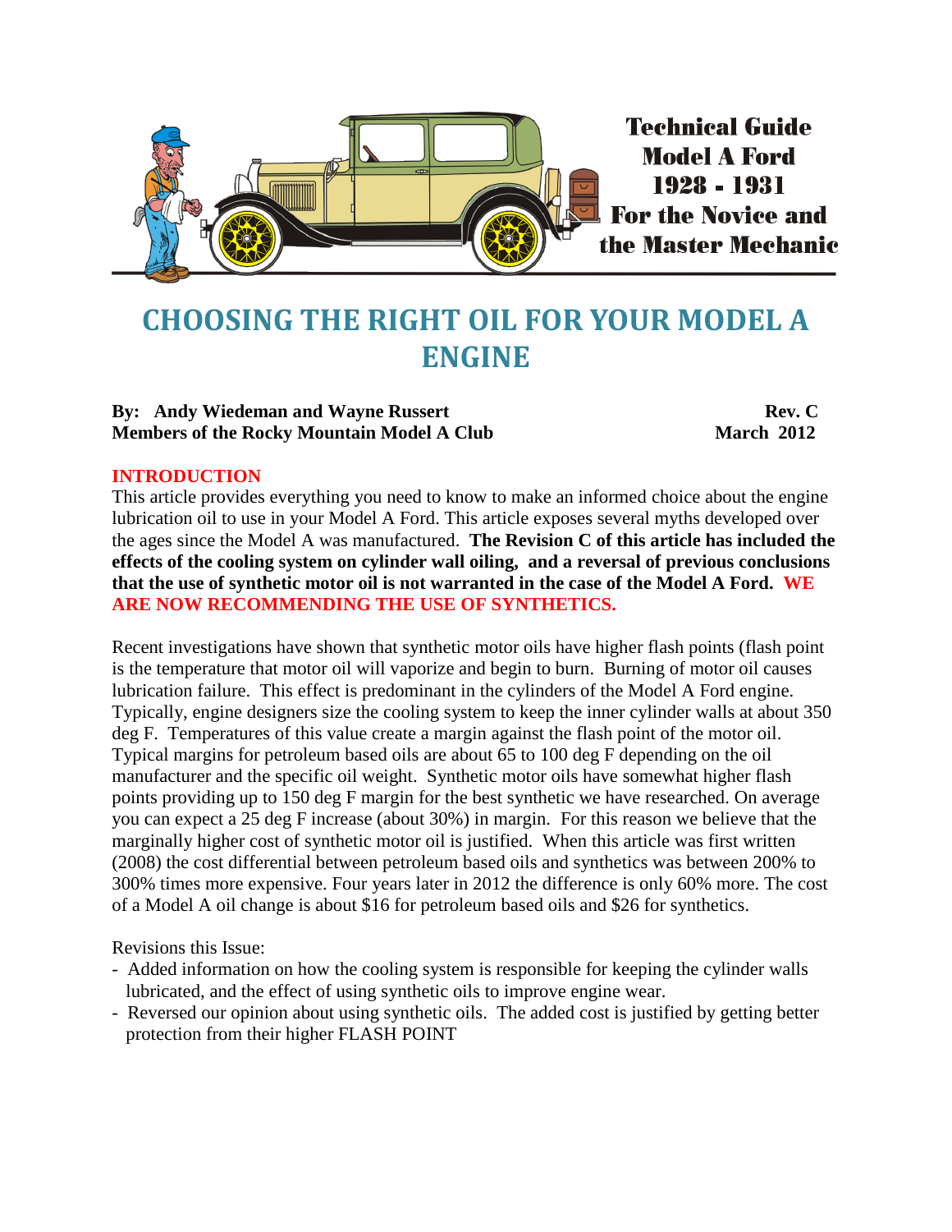Technical Guide
Model A Ford
1928 - 1931
For the Novice and the Master Mechanic

# CHOOSING THE RIGHT OIL FOR YOUR MODEL A ENGINE

**By: Andy Wiedeman and Wayne Russert** **Rev. C**
**Members of the Rocky Mountain Model A Club** **March 2012**

## INTRODUCTION

This article provides everything you need to know to make an informed choice about the engine lubrication oil to use in your Model A Ford. This article exposes several myths developed over the ages since the Model A was manufactured. **The Revision C of this article has included the effects of the cooling system on cylinder wall oiling, and a reversal of previous conclusions that the use of synthetic motor oil is not warranted in the case of the Model A Ford. WE ARE NOW RECOMMENDING THE USE OF SYNTHETICS.**

Recent investigations have shown that synthetic motor oils have higher flash points (flash point is the temperature that motor oil will vaporize and begin to burn. Burning of motor oil causes lubrication failure. This effect is predominant in the cylinders of the Model A Ford engine. Typically, engine designers size the cooling system to keep the inner cylinder walls at about 350 deg F. Temperatures of this value create a margin against the flash point of the motor oil. Typical margins for petroleum based oils are about 65 to 100 deg F depending on the oil manufacturer and the specific oil weight. Synthetic motor oils have somewhat higher flash points providing up to 150 deg F margin for the best synthetic we have researched. On average you can expect a 25 deg F increase (about 30%) in margin. For this reason we believe that the marginally higher cost of synthetic motor oil is justified. When this article was first written (2008) the cost differential between petroleum based oils and synthetics was between 200% to 300% times more expensive. Four years later in 2012 the difference is only 60% more. The cost of a Model A oil change is about $16 for petroleum based oils and $26 for synthetics.

Revisions this Issue:

- Added information on how the cooling system is responsible for keeping the cylinder walls lubricated, and the effect of using synthetic oils to improve engine wear.
- Reversed our opinion about using synthetic oils. The added cost is justified by getting better protection from their higher FLASH POINT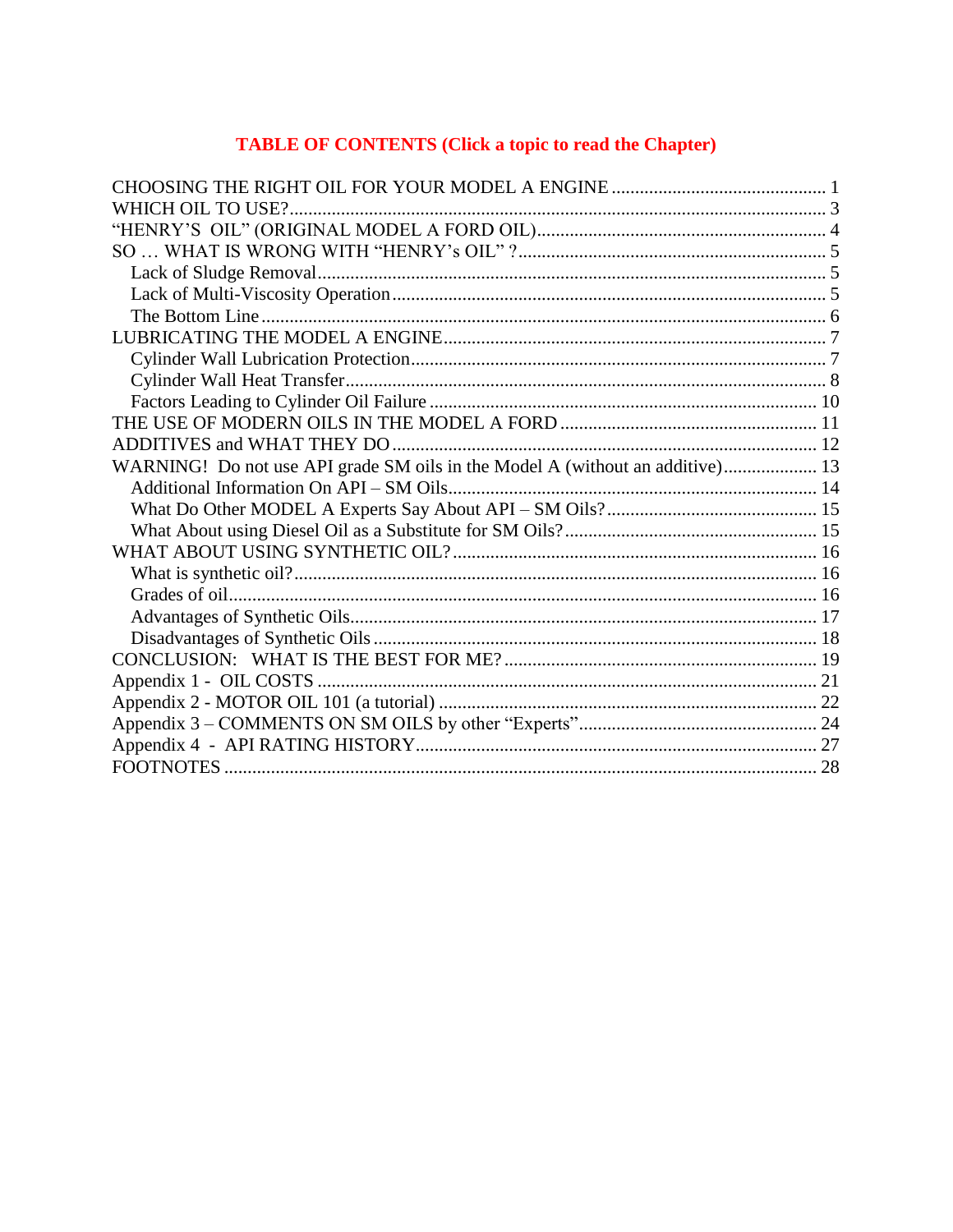**TABLE OF CONTENTS (Click a topic to read the Chapter)**

CHOOSING THE RIGHT OIL FOR YOUR MODEL A ENGINE .............................................. 1
WHICH OIL TO USE?.................................................................................................................. 3
"HENRY'S OIL" (ORIGINAL MODEL A FORD OIL)............................................................. 4
SO … WHAT IS WRONG WITH "HENRY's OIL" ?.................................................................. 5
  Lack of Sludge Removal........................................................................................................... 5
  Lack of Multi-Viscosity Operation............................................................................................ 5
  The Bottom Line........................................................................................................................ 6
LUBRICATING THE MODEL A ENGINE................................................................................. 7
  Cylinder Wall Lubrication Protection........................................................................................ 7
  Cylinder Wall Heat Transfer...................................................................................................... 8
  Factors Leading to Cylinder Oil Failure .................................................................................. 10
THE USE OF MODERN OILS IN THE MODEL A FORD ...................................................... 11
ADDITIVES and WHAT THEY DO........................................................................................... 12
WARNING! Do not use API grade SM oils in the Model A (without an additive).................... 13
  Additional Information On API – SM Oils.............................................................................. 14
  What Do Other MODEL A Experts Say About API – SM Oils?............................................. 15
  What About using Diesel Oil as a Substitute for SM Oils?...................................................... 15
WHAT ABOUT USING SYNTHETIC OIL?............................................................................. 16
  What is synthetic oil?............................................................................................................... 16
  Grades of oil............................................................................................................................. 16
  Advantages of Synthetic Oils................................................................................................... 17
  Disadvantages of Synthetic Oils .............................................................................................. 18
CONCLUSION: WHAT IS THE BEST FOR ME? ................................................................... 19
Appendix 1 - OIL COSTS .......................................................................................................... 21
Appendix 2 - MOTOR OIL 101 (a tutorial) ................................................................................ 22
Appendix 3 – COMMENTS ON SM OILS by other "Experts".................................................. 24
Appendix 4 - API RATING HISTORY..................................................................................... 27
FOOTNOTES ............................................................................................................................. 28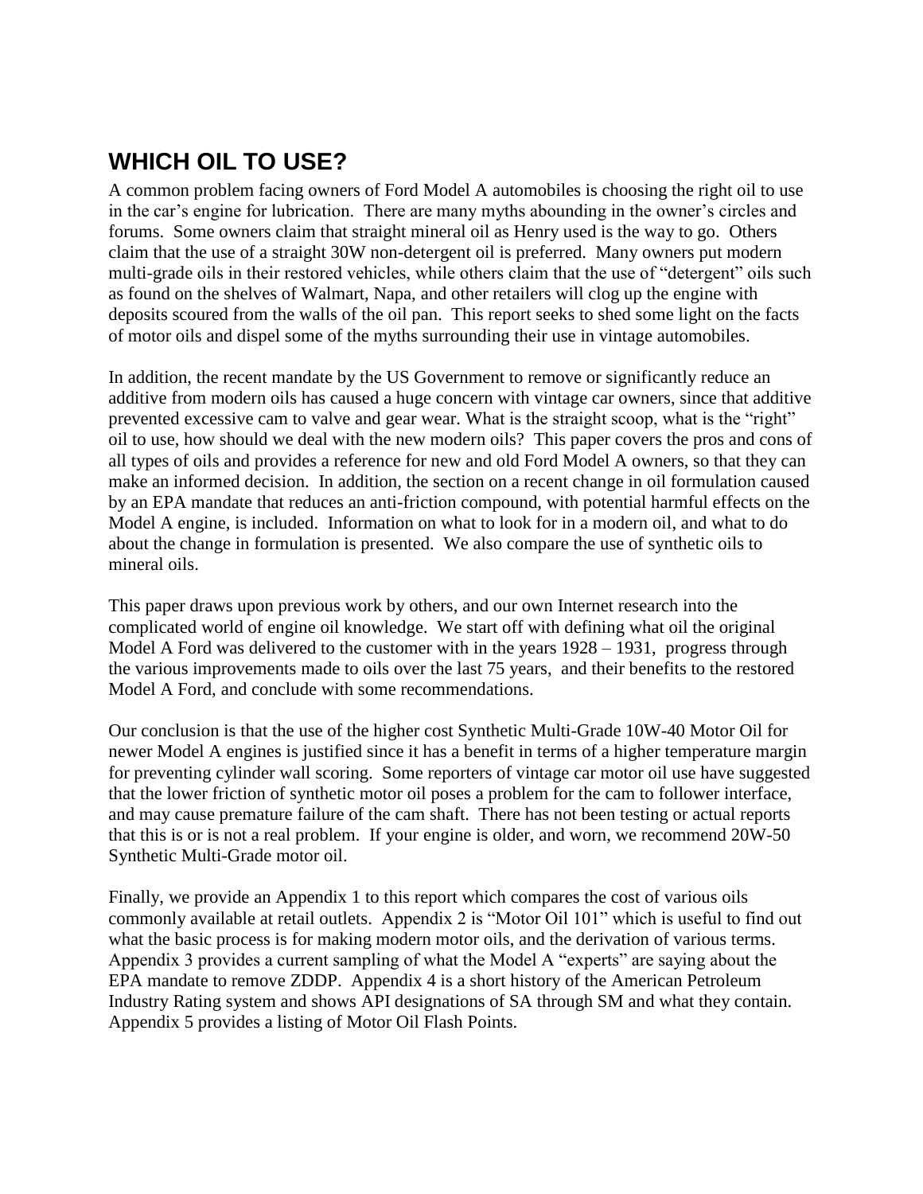## WHICH OIL TO USE?

A common problem facing owners of Ford Model A automobiles is choosing the right oil to use in the car's engine for lubrication. There are many myths abounding in the owner's circles and forums. Some owners claim that straight mineral oil as Henry used is the way to go. Others claim that the use of a straight 30W non-detergent oil is preferred. Many owners put modern multi-grade oils in their restored vehicles, while others claim that the use of "detergent" oils such as found on the shelves of Walmart, Napa, and other retailers will clog up the engine with deposits scoured from the walls of the oil pan. This report seeks to shed some light on the facts of motor oils and dispel some of the myths surrounding their use in vintage automobiles.

In addition, the recent mandate by the US Government to remove or significantly reduce an additive from modern oils has caused a huge concern with vintage car owners, since that additive prevented excessive cam to valve and gear wear. What is the straight scoop, what is the "right" oil to use, how should we deal with the new modern oils? This paper covers the pros and cons of all types of oils and provides a reference for new and old Ford Model A owners, so that they can make an informed decision. In addition, the section on a recent change in oil formulation caused by an EPA mandate that reduces an anti-friction compound, with potential harmful effects on the Model A engine, is included. Information on what to look for in a modern oil, and what to do about the change in formulation is presented. We also compare the use of synthetic oils to mineral oils.

This paper draws upon previous work by others, and our own Internet research into the complicated world of engine oil knowledge. We start off with defining what oil the original Model A Ford was delivered to the customer with in the years 1928 – 1931, progress through the various improvements made to oils over the last 75 years, and their benefits to the restored Model A Ford, and conclude with some recommendations.

Our conclusion is that the use of the higher cost Synthetic Multi-Grade 10W-40 Motor Oil for newer Model A engines is justified since it has a benefit in terms of a higher temperature margin for preventing cylinder wall scoring. Some reporters of vintage car motor oil use have suggested that the lower friction of synthetic motor oil poses a problem for the cam to follower interface, and may cause premature failure of the cam shaft. There has not been testing or actual reports that this is or is not a real problem. If your engine is older, and worn, we recommend 20W-50 Synthetic Multi-Grade motor oil.

Finally, we provide an Appendix 1 to this report which compares the cost of various oils commonly available at retail outlets. Appendix 2 is "Motor Oil 101" which is useful to find out what the basic process is for making modern motor oils, and the derivation of various terms. Appendix 3 provides a current sampling of what the Model A "experts" are saying about the EPA mandate to remove ZDDP. Appendix 4 is a short history of the American Petroleum Industry Rating system and shows API designations of SA through SM and what they contain. Appendix 5 provides a listing of Motor Oil Flash Points.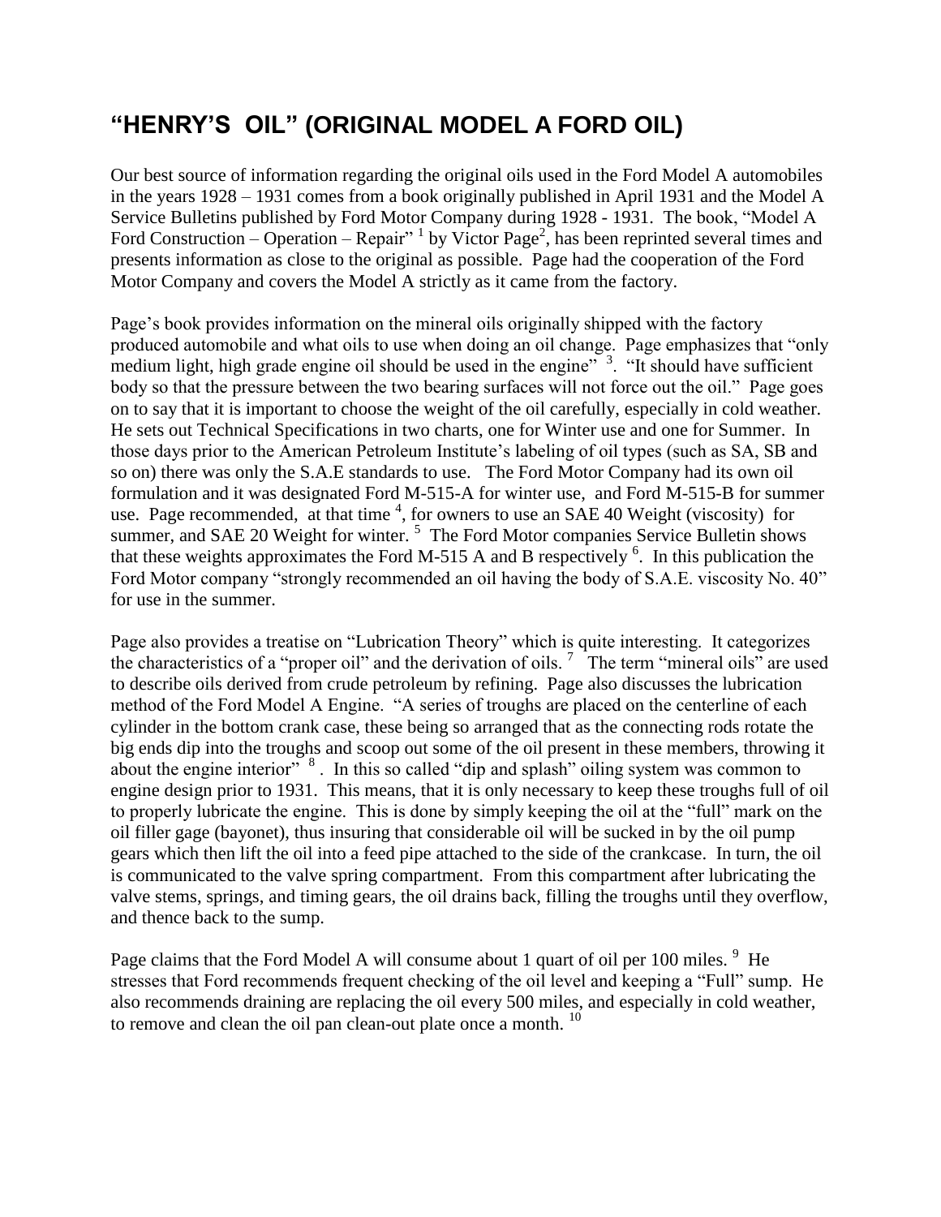# "HENRY'S OIL" (ORIGINAL MODEL A FORD OIL)

Our best source of information regarding the original oils used in the Ford Model A automobiles in the years 1928 – 1931 comes from a book originally published in April 1931 and the Model A Service Bulletins published by Ford Motor Company during 1928 - 1931. The book, "Model A Ford Construction – Operation – Repair" [1] by Victor Page[2], has been reprinted several times and presents information as close to the original as possible. Page had the cooperation of the Ford Motor Company and covers the Model A strictly as it came from the factory.

Page's book provides information on the mineral oils originally shipped with the factory produced automobile and what oils to use when doing an oil change. Page emphasizes that "only medium light, high grade engine oil should be used in the engine" [3]. "It should have sufficient body so that the pressure between the two bearing surfaces will not force out the oil." Page goes on to say that it is important to choose the weight of the oil carefully, especially in cold weather. He sets out Technical Specifications in two charts, one for Winter use and one for Summer. In those days prior to the American Petroleum Institute's labeling of oil types (such as SA, SB and so on) there was only the S.A.E standards to use. The Ford Motor Company had its own oil formulation and it was designated Ford M-515-A for winter use, and Ford M-515-B for summer use. Page recommended, at that time [4], for owners to use an SAE 40 Weight (viscosity) for summer, and SAE 20 Weight for winter. [5] The Ford Motor companies Service Bulletin shows that these weights approximates the Ford M-515 A and B respectively [6]. In this publication the Ford Motor company "strongly recommended an oil having the body of S.A.E. viscosity No. 40" for use in the summer.

Page also provides a treatise on "Lubrication Theory" which is quite interesting. It categorizes the characteristics of a "proper oil" and the derivation of oils. [7] The term "mineral oils" are used to describe oils derived from crude petroleum by refining. Page also discusses the lubrication method of the Ford Model A Engine. "A series of troughs are placed on the centerline of each cylinder in the bottom crank case, these being so arranged that as the connecting rods rotate the big ends dip into the troughs and scoop out some of the oil present in these members, throwing it about the engine interior" [8]. In this so called "dip and splash" oiling system was common to engine design prior to 1931. This means, that it is only necessary to keep these troughs full of oil to properly lubricate the engine. This is done by simply keeping the oil at the "full" mark on the oil filler gage (bayonet), thus insuring that considerable oil will be sucked in by the oil pump gears which then lift the oil into a feed pipe attached to the side of the crankcase. In turn, the oil is communicated to the valve spring compartment. From this compartment after lubricating the valve stems, springs, and timing gears, the oil drains back, filling the troughs until they overflow, and thence back to the sump.

Page claims that the Ford Model A will consume about 1 quart of oil per 100 miles. [9] He stresses that Ford recommends frequent checking of the oil level and keeping a "Full" sump. He also recommends draining are replacing the oil every 500 miles, and especially in cold weather, to remove and clean the oil pan clean-out plate once a month. [10]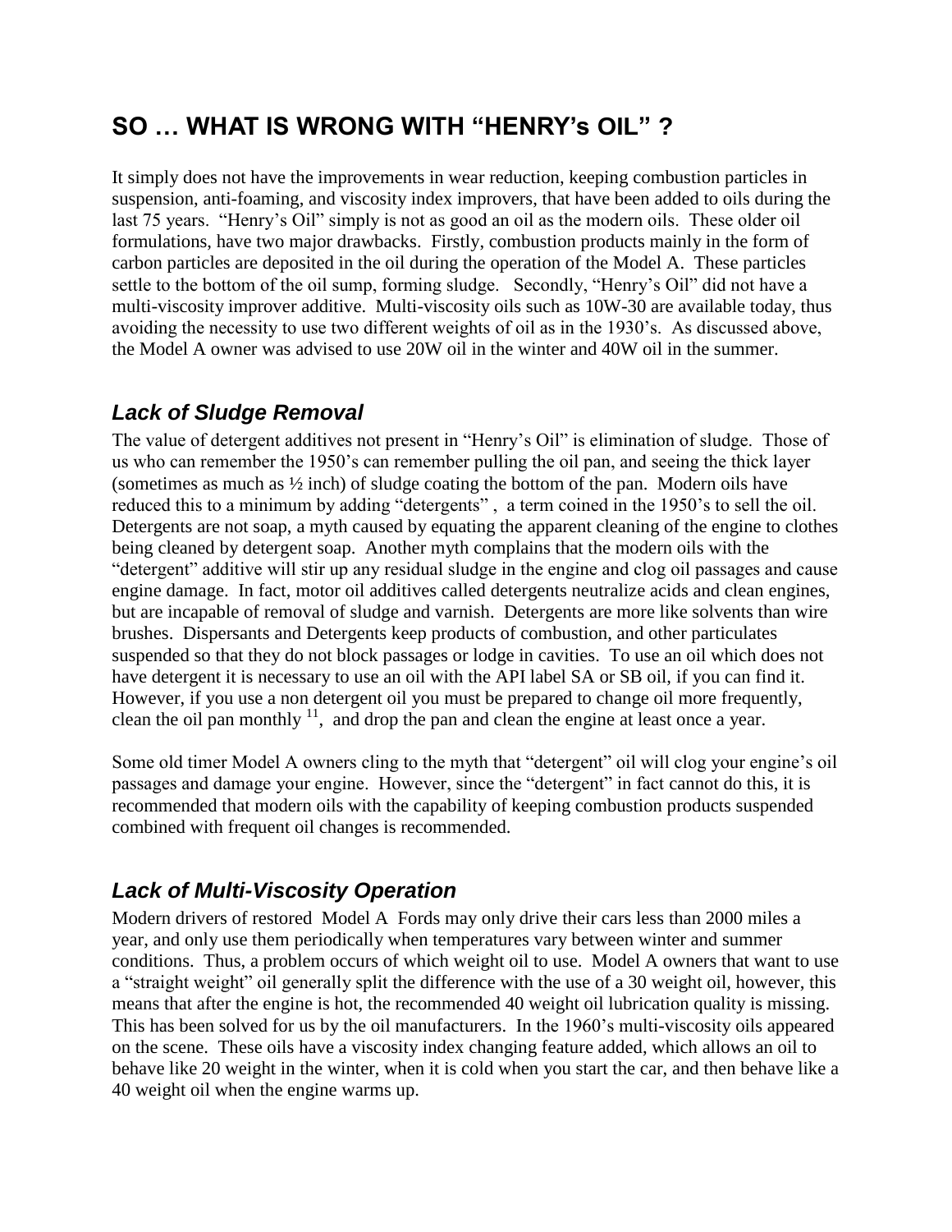## SO … WHAT IS WRONG WITH "HENRY's OIL" ?

It simply does not have the improvements in wear reduction, keeping combustion particles in suspension, anti-foaming, and viscosity index improvers, that have been added to oils during the last 75 years. "Henry's Oil" simply is not as good an oil as the modern oils. These older oil formulations, have two major drawbacks. Firstly, combustion products mainly in the form of carbon particles are deposited in the oil during the operation of the Model A. These particles settle to the bottom of the oil sump, forming sludge. Secondly, "Henry's Oil" did not have a multi-viscosity improver additive. Multi-viscosity oils such as 10W-30 are available today, thus avoiding the necessity to use two different weights of oil as in the 1930's. As discussed above, the Model A owner was advised to use 20W oil in the winter and 40W oil in the summer.

### *Lack of Sludge Removal*

The value of detergent additives not present in "Henry's Oil" is elimination of sludge. Those of us who can remember the 1950's can remember pulling the oil pan, and seeing the thick layer (sometimes as much as ½ inch) of sludge coating the bottom of the pan. Modern oils have reduced this to a minimum by adding "detergents" , a term coined in the 1950's to sell the oil. Detergents are not soap, a myth caused by equating the apparent cleaning of the engine to clothes being cleaned by detergent soap. Another myth complains that the modern oils with the "detergent" additive will stir up any residual sludge in the engine and clog oil passages and cause engine damage. In fact, motor oil additives called detergents neutralize acids and clean engines, but are incapable of removal of sludge and varnish. Detergents are more like solvents than wire brushes. Dispersants and Detergents keep products of combustion, and other particulates suspended so that they do not block passages or lodge in cavities. To use an oil which does not have detergent it is necessary to use an oil with the API label SA or SB oil, if you can find it. However, if you use a non detergent oil you must be prepared to change oil more frequently, clean the oil pan monthly [11], and drop the pan and clean the engine at least once a year.

Some old timer Model A owners cling to the myth that "detergent" oil will clog your engine's oil passages and damage your engine. However, since the "detergent" in fact cannot do this, it is recommended that modern oils with the capability of keeping combustion products suspended combined with frequent oil changes is recommended.

### *Lack of Multi-Viscosity Operation*

Modern drivers of restored Model A Fords may only drive their cars less than 2000 miles a year, and only use them periodically when temperatures vary between winter and summer conditions. Thus, a problem occurs of which weight oil to use. Model A owners that want to use a "straight weight" oil generally split the difference with the use of a 30 weight oil, however, this means that after the engine is hot, the recommended 40 weight oil lubrication quality is missing. This has been solved for us by the oil manufacturers. In the 1960's multi-viscosity oils appeared on the scene. These oils have a viscosity index changing feature added, which allows an oil to behave like 20 weight in the winter, when it is cold when you start the car, and then behave like a 40 weight oil when the engine warms up.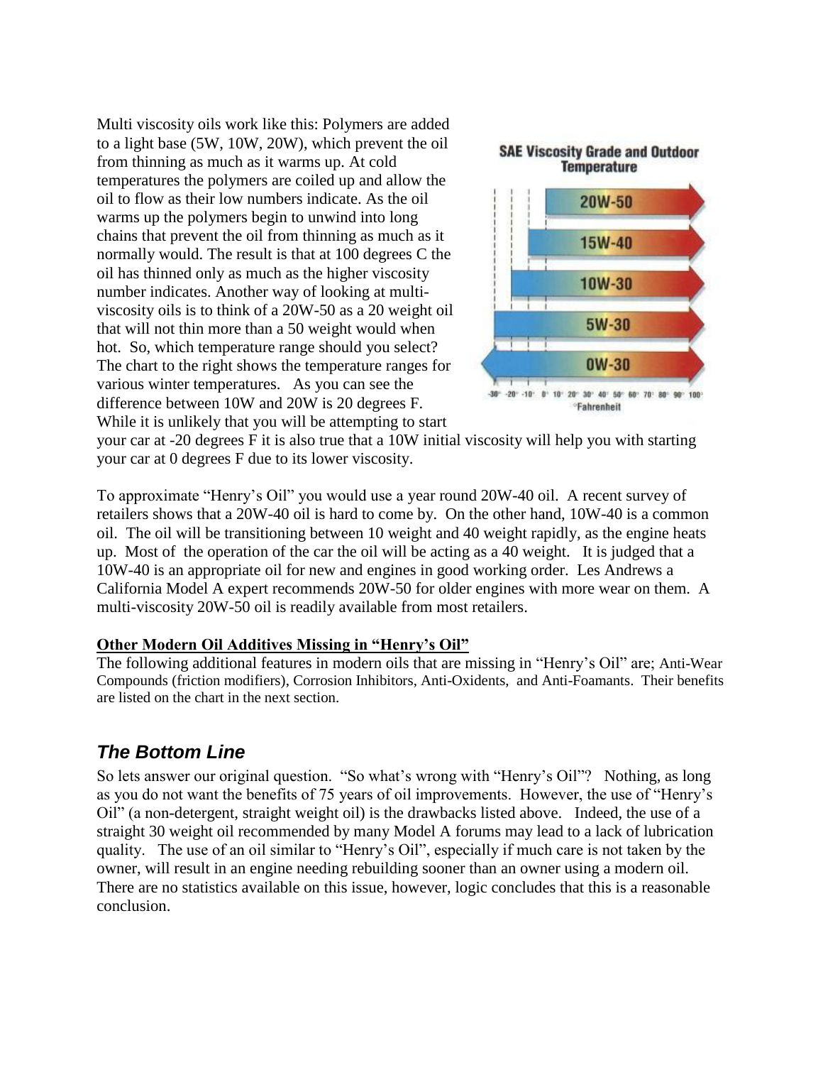Multi viscosity oils work like this: Polymers are added to a light base (5W, 10W, 20W), which prevent the oil from thinning as much as it warms up. At cold temperatures the polymers are coiled up and allow the oil to flow as their low numbers indicate. As the oil warms up the polymers begin to unwind into long chains that prevent the oil from thinning as much as it normally would. The result is that at 100 degrees C the oil has thinned only as much as the higher viscosity number indicates. Another way of looking at multi-viscosity oils is to think of a 20W-50 as a 20 weight oil that will not thin more than a 50 weight would when hot. So, which temperature range should you select? The chart to the right shows the temperature ranges for various winter temperatures. As you can see the difference between 10W and 20W is 20 degrees F. While it is unlikely that you will be attempting to start your car at -20 degrees F it is also true that a 10W initial viscosity will help you with starting your car at 0 degrees F due to its lower viscosity.

**SAE Viscosity Grade and Outdoor Temperature**

20W-50

15W-40

10W-30

5W-30

0W-30

-30° -20° -10° 0° 10° 20° 30° 40° 50° 60° 70° 80° 90° 100°
°Fahrenheit

To approximate "Henry's Oil" you would use a year round 20W-40 oil. A recent survey of retailers shows that a 20W-40 oil is hard to come by. On the other hand, 10W-40 is a common oil. The oil will be transitioning between 10 weight and 40 weight rapidly, as the engine heats up. Most of the operation of the car the oil will be acting as a 40 weight. It is judged that a 10W-40 is an appropriate oil for new and engines in good working order. Les Andrews a California Model A expert recommends 20W-50 for older engines with more wear on them. A multi-viscosity 20W-50 oil is readily available from most retailers.

**Other Modern Oil Additives Missing in "Henry's Oil"**

The following additional features in modern oils that are missing in "Henry's Oil" are; Anti-Wear Compounds (friction modifiers), Corrosion Inhibitors, Anti-Oxidents, and Anti-Foamants. Their benefits are listed on the chart in the next section.

## *The Bottom Line*

So lets answer our original question. "So what's wrong with "Henry's Oil"? Nothing, as long as you do not want the benefits of 75 years of oil improvements. However, the use of "Henry's Oil" (a non-detergent, straight weight oil) is the drawbacks listed above. Indeed, the use of a straight 30 weight oil recommended by many Model A forums may lead to a lack of lubrication quality. The use of an oil similar to "Henry's Oil", especially if much care is not taken by the owner, will result in an engine needing rebuilding sooner than an owner using a modern oil. There are no statistics available on this issue, however, logic concludes that this is a reasonable conclusion.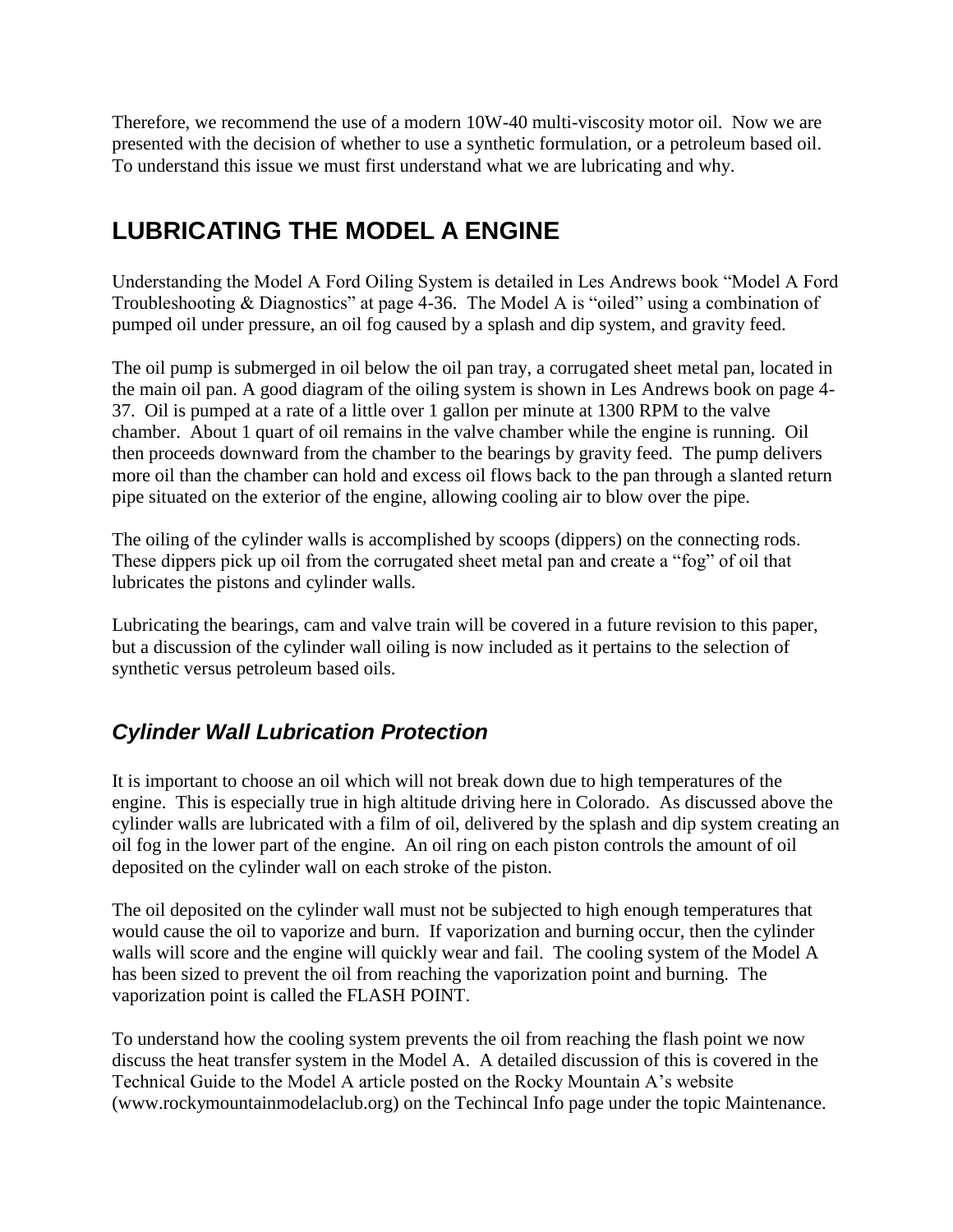Therefore, we recommend the use of a modern 10W-40 multi-viscosity motor oil. Now we are presented with the decision of whether to use a synthetic formulation, or a petroleum based oil. To understand this issue we must first understand what we are lubricating and why.

## LUBRICATING THE MODEL A ENGINE

Understanding the Model A Ford Oiling System is detailed in Les Andrews book "Model A Ford Troubleshooting & Diagnostics" at page 4-36. The Model A is "oiled" using a combination of pumped oil under pressure, an oil fog caused by a splash and dip system, and gravity feed.

The oil pump is submerged in oil below the oil pan tray, a corrugated sheet metal pan, located in the main oil pan. A good diagram of the oiling system is shown in Les Andrews book on page 4-37. Oil is pumped at a rate of a little over 1 gallon per minute at 1300 RPM to the valve chamber. About 1 quart of oil remains in the valve chamber while the engine is running. Oil then proceeds downward from the chamber to the bearings by gravity feed. The pump delivers more oil than the chamber can hold and excess oil flows back to the pan through a slanted return pipe situated on the exterior of the engine, allowing cooling air to blow over the pipe.

The oiling of the cylinder walls is accomplished by scoops (dippers) on the connecting rods. These dippers pick up oil from the corrugated sheet metal pan and create a "fog" of oil that lubricates the pistons and cylinder walls.

Lubricating the bearings, cam and valve train will be covered in a future revision to this paper, but a discussion of the cylinder wall oiling is now included as it pertains to the selection of synthetic versus petroleum based oils.

### *Cylinder Wall Lubrication Protection*

It is important to choose an oil which will not break down due to high temperatures of the engine. This is especially true in high altitude driving here in Colorado. As discussed above the cylinder walls are lubricated with a film of oil, delivered by the splash and dip system creating an oil fog in the lower part of the engine. An oil ring on each piston controls the amount of oil deposited on the cylinder wall on each stroke of the piston.

The oil deposited on the cylinder wall must not be subjected to high enough temperatures that would cause the oil to vaporize and burn. If vaporization and burning occur, then the cylinder walls will score and the engine will quickly wear and fail. The cooling system of the Model A has been sized to prevent the oil from reaching the vaporization point and burning. The vaporization point is called the FLASH POINT.

To understand how the cooling system prevents the oil from reaching the flash point we now discuss the heat transfer system in the Model A. A detailed discussion of this is covered in the Technical Guide to the Model A article posted on the Rocky Mountain A's website (www.rockymountainmodelaclub.org) on the Techincal Info page under the topic Maintenance.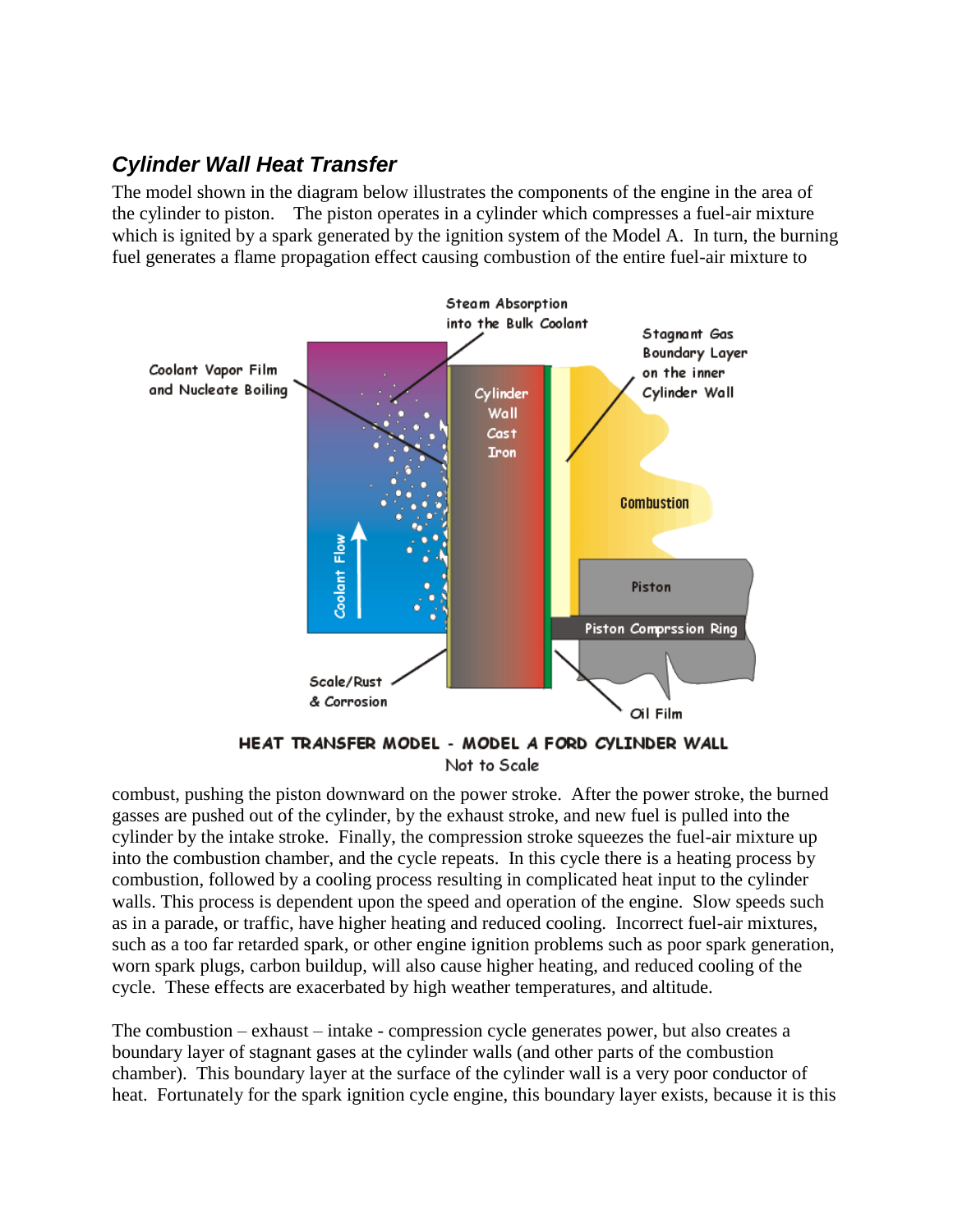### *Cylinder Wall Heat Transfer*

The model shown in the diagram below illustrates the components of the engine in the area of the cylinder to piston. The piston operates in a cylinder which compresses a fuel-air mixture which is ignited by a spark generated by the ignition system of the Model A. In turn, the burning fuel generates a flame propagation effect causing combustion of the entire fuel-air mixture to

HEAT TRANSFER MODEL - MODEL A FORD CYLINDER WALL
Not to Scale

combust, pushing the piston downward on the power stroke. After the power stroke, the burned gasses are pushed out of the cylinder, by the exhaust stroke, and new fuel is pulled into the cylinder by the intake stroke. Finally, the compression stroke squeezes the fuel-air mixture up into the combustion chamber, and the cycle repeats. In this cycle there is a heating process by combustion, followed by a cooling process resulting in complicated heat input to the cylinder walls. This process is dependent upon the speed and operation of the engine. Slow speeds such as in a parade, or traffic, have higher heating and reduced cooling. Incorrect fuel-air mixtures, such as a too far retarded spark, or other engine ignition problems such as poor spark generation, worn spark plugs, carbon buildup, will also cause higher heating, and reduced cooling of the cycle. These effects are exacerbated by high weather temperatures, and altitude.

The combustion – exhaust – intake - compression cycle generates power, but also creates a boundary layer of stagnant gases at the cylinder walls (and other parts of the combustion chamber). This boundary layer at the surface of the cylinder wall is a very poor conductor of heat. Fortunately for the spark ignition cycle engine, this boundary layer exists, because it is this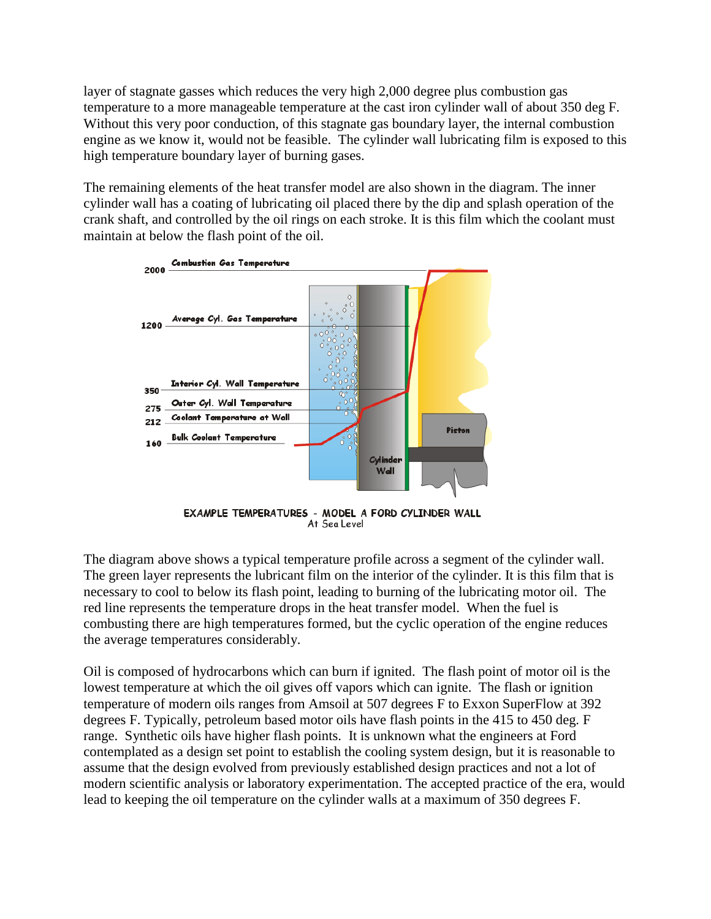layer of stagnate gasses which reduces the very high 2,000 degree plus combustion gas temperature to a more manageable temperature at the cast iron cylinder wall of about 350 deg F. Without this very poor conduction, of this stagnate gas boundary layer, the internal combustion engine as we know it, would not be feasible. The cylinder wall lubricating film is exposed to this high temperature boundary layer of burning gases.

The remaining elements of the heat transfer model are also shown in the diagram. The inner cylinder wall has a coating of lubricating oil placed there by the dip and splash operation of the crank shaft, and controlled by the oil rings on each stroke. It is this film which the coolant must maintain at below the flash point of the oil.

2000 Combustion Gas Temperature

1200 Average Cyl. Gas Temperature

350 Interior Cyl. Wall Temperature

275 Outer Cyl. Wall Temperature

212 Coolant Temperature at Wall

160 Bulk Coolant Temperature

Piston

Cylinder Wall

EXAMPLE TEMPERATURES - MODEL A FORD CYLINDER WALL
At Sea Level

The diagram above shows a typical temperature profile across a segment of the cylinder wall. The green layer represents the lubricant film on the interior of the cylinder. It is this film that is necessary to cool to below its flash point, leading to burning of the lubricating motor oil. The red line represents the temperature drops in the heat transfer model. When the fuel is combusting there are high temperatures formed, but the cyclic operation of the engine reduces the average temperatures considerably.

Oil is composed of hydrocarbons which can burn if ignited. The flash point of motor oil is the lowest temperature at which the oil gives off vapors which can ignite. The flash or ignition temperature of modern oils ranges from Amsoil at 507 degrees F to Exxon SuperFlow at 392 degrees F. Typically, petroleum based motor oils have flash points in the 415 to 450 deg. F range. Synthetic oils have higher flash points. It is unknown what the engineers at Ford contemplated as a design set point to establish the cooling system design, but it is reasonable to assume that the design evolved from previously established design practices and not a lot of modern scientific analysis or laboratory experimentation. The accepted practice of the era, would lead to keeping the oil temperature on the cylinder walls at a maximum of 350 degrees F.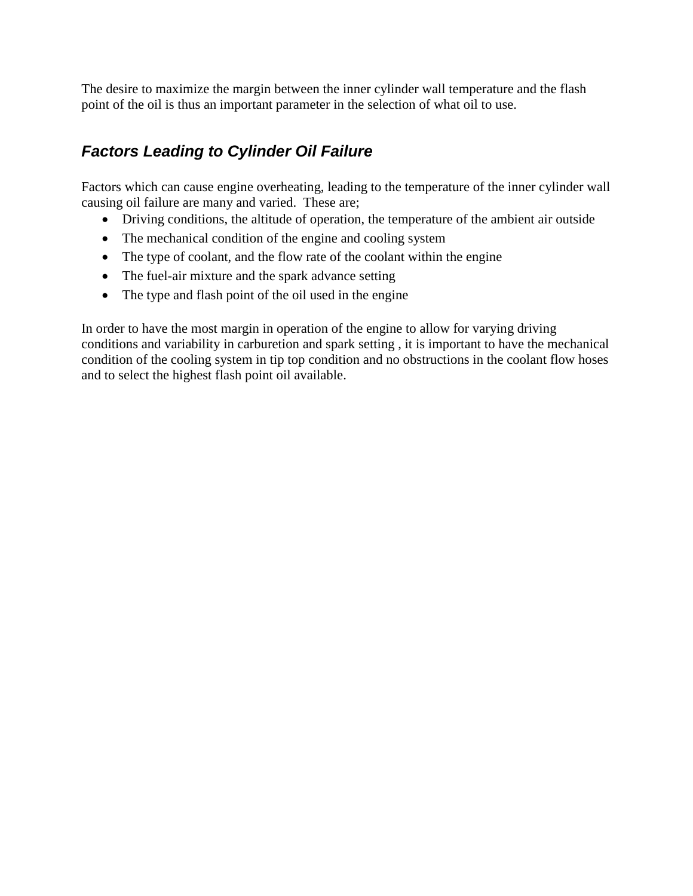The desire to maximize the margin between the inner cylinder wall temperature and the flash point of the oil is thus an important parameter in the selection of what oil to use.

### *Factors Leading to Cylinder Oil Failure*

Factors which can cause engine overheating, leading to the temperature of the inner cylinder wall causing oil failure are many and varied.  These are;

- Driving conditions, the altitude of operation, the temperature of the ambient air outside
- The mechanical condition of the engine and cooling system
- The type of coolant, and the flow rate of the coolant within the engine
- The fuel-air mixture and the spark advance setting
- The type and flash point of the oil used in the engine

In order to have the most margin in operation of the engine to allow for varying driving conditions and variability in carburetion and spark setting , it is important to have the mechanical condition of the cooling system in tip top condition and no obstructions in the coolant flow hoses and to select the highest flash point oil available.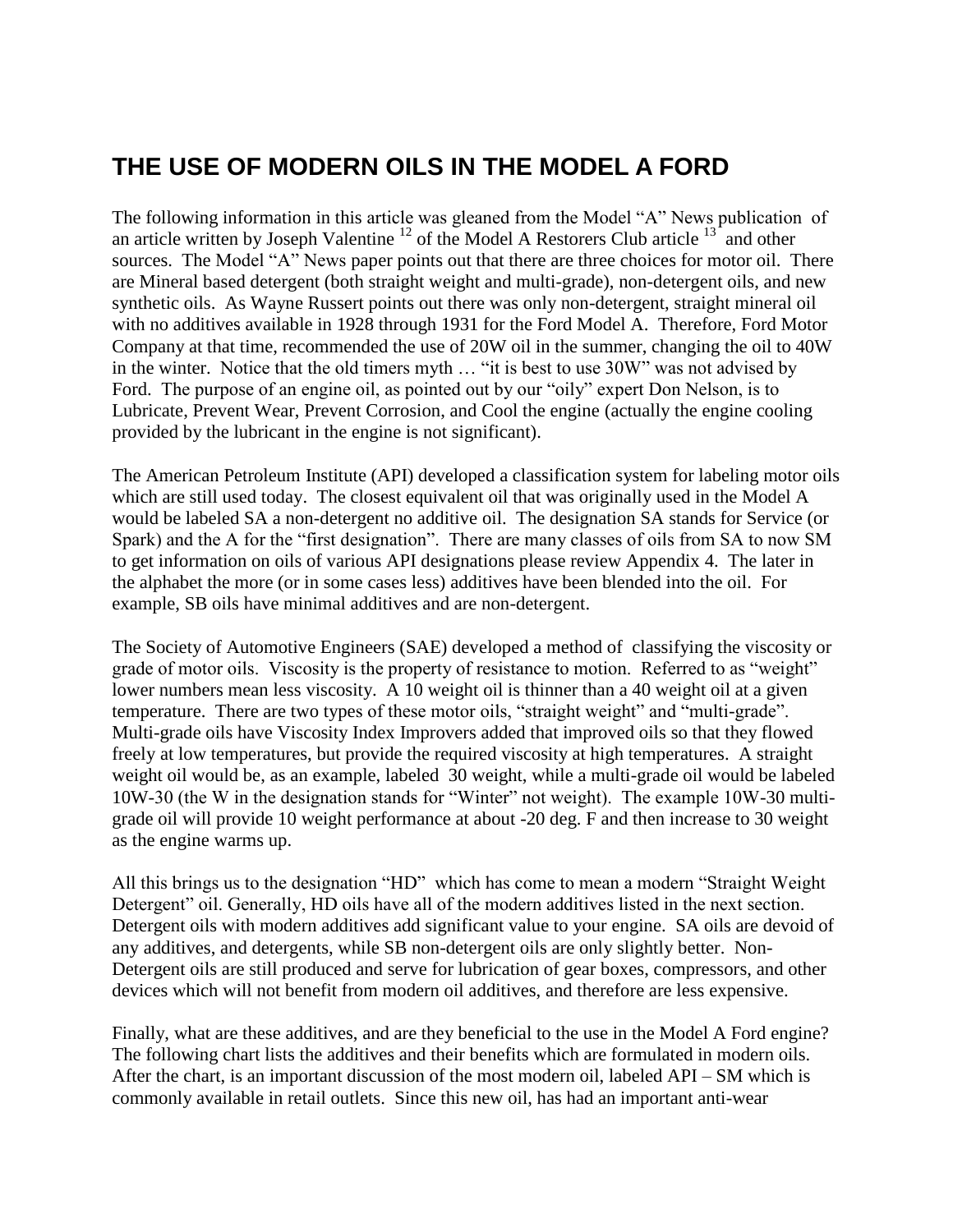# THE USE OF MODERN OILS IN THE MODEL A FORD

The following information in this article was gleaned from the Model "A" News publication of an article written by Joseph Valentine [12] of the Model A Restorers Club article [13] and other sources. The Model "A" News paper points out that there are three choices for motor oil. There are Mineral based detergent (both straight weight and multi-grade), non-detergent oils, and new synthetic oils. As Wayne Russert points out there was only non-detergent, straight mineral oil with no additives available in 1928 through 1931 for the Ford Model A. Therefore, Ford Motor Company at that time, recommended the use of 20W oil in the summer, changing the oil to 40W in the winter. Notice that the old timers myth … "it is best to use 30W" was not advised by Ford. The purpose of an engine oil, as pointed out by our "oily" expert Don Nelson, is to Lubricate, Prevent Wear, Prevent Corrosion, and Cool the engine (actually the engine cooling provided by the lubricant in the engine is not significant).

The American Petroleum Institute (API) developed a classification system for labeling motor oils which are still used today. The closest equivalent oil that was originally used in the Model A would be labeled SA a non-detergent no additive oil. The designation SA stands for Service (or Spark) and the A for the "first designation". There are many classes of oils from SA to now SM to get information on oils of various API designations please review Appendix 4. The later in the alphabet the more (or in some cases less) additives have been blended into the oil. For example, SB oils have minimal additives and are non-detergent.

The Society of Automotive Engineers (SAE) developed a method of classifying the viscosity or grade of motor oils. Viscosity is the property of resistance to motion. Referred to as "weight" lower numbers mean less viscosity. A 10 weight oil is thinner than a 40 weight oil at a given temperature. There are two types of these motor oils, "straight weight" and "multi-grade". Multi-grade oils have Viscosity Index Improvers added that improved oils so that they flowed freely at low temperatures, but provide the required viscosity at high temperatures. A straight weight oil would be, as an example, labeled 30 weight, while a multi-grade oil would be labeled 10W-30 (the W in the designation stands for "Winter" not weight). The example 10W-30 multi-grade oil will provide 10 weight performance at about -20 deg. F and then increase to 30 weight as the engine warms up.

All this brings us to the designation "HD" which has come to mean a modern "Straight Weight Detergent" oil. Generally, HD oils have all of the modern additives listed in the next section. Detergent oils with modern additives add significant value to your engine. SA oils are devoid of any additives, and detergents, while SB non-detergent oils are only slightly better. Non-Detergent oils are still produced and serve for lubrication of gear boxes, compressors, and other devices which will not benefit from modern oil additives, and therefore are less expensive.

Finally, what are these additives, and are they beneficial to the use in the Model A Ford engine? The following chart lists the additives and their benefits which are formulated in modern oils. After the chart, is an important discussion of the most modern oil, labeled API – SM which is commonly available in retail outlets. Since this new oil, has had an important anti-wear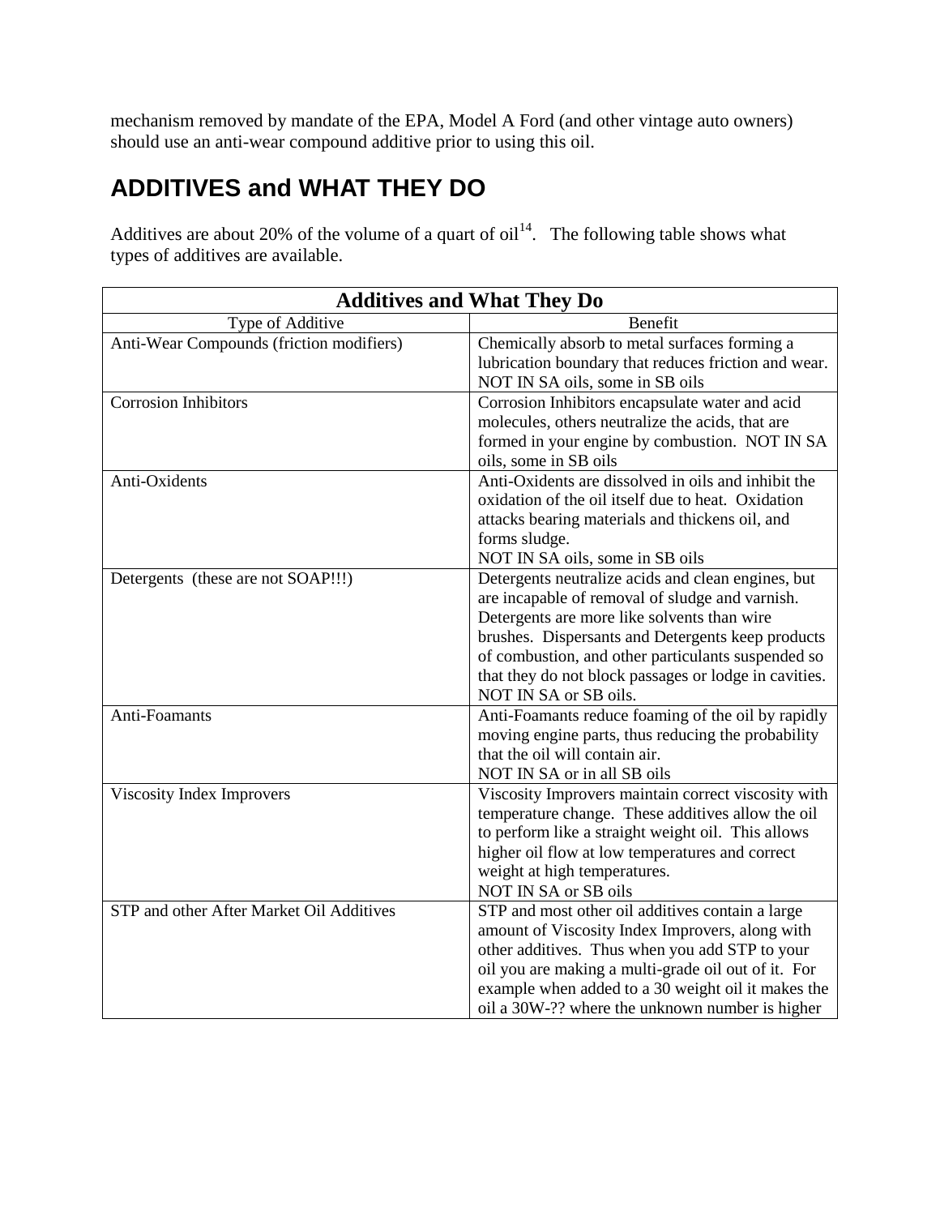mechanism removed by mandate of the EPA, Model A Ford (and other vintage auto owners) should use an anti-wear compound additive prior to using this oil.

## ADDITIVES and WHAT THEY DO

Additives are about 20% of the volume of a quart of oil[14]. The following table shows what types of additives are available.

| **Additives and What They Do** | |
|---|---|
| Type of Additive | Benefit |
| Anti-Wear Compounds (friction modifiers) | Chemically absorb to metal surfaces forming a lubrication boundary that reduces friction and wear. NOT IN SA oils, some in SB oils |
| Corrosion Inhibitors | Corrosion Inhibitors encapsulate water and acid molecules, others neutralize the acids, that are formed in your engine by combustion. NOT IN SA oils, some in SB oils |
| Anti-Oxidents | Anti-Oxidents are dissolved in oils and inhibit the oxidation of the oil itself due to heat. Oxidation attacks bearing materials and thickens oil, and forms sludge. NOT IN SA oils, some in SB oils |
| Detergents (these are not SOAP!!!) | Detergents neutralize acids and clean engines, but are incapable of removal of sludge and varnish. Detergents are more like solvents than wire brushes. Dispersants and Detergents keep products of combustion, and other particulants suspended so that they do not block passages or lodge in cavities. NOT IN SA or SB oils. |
| Anti-Foamants | Anti-Foamants reduce foaming of the oil by rapidly moving engine parts, thus reducing the probability that the oil will contain air. NOT IN SA or in all SB oils |
| Viscosity Index Improvers | Viscosity Improvers maintain correct viscosity with temperature change. These additives allow the oil to perform like a straight weight oil. This allows higher oil flow at low temperatures and correct weight at high temperatures. NOT IN SA or SB oils |
| STP and other After Market Oil Additives | STP and most other oil additives contain a large amount of Viscosity Index Improvers, along with other additives. Thus when you add STP to your oil you are making a multi-grade oil out of it. For example when added to a 30 weight oil it makes the oil a 30W-?? where the unknown number is higher |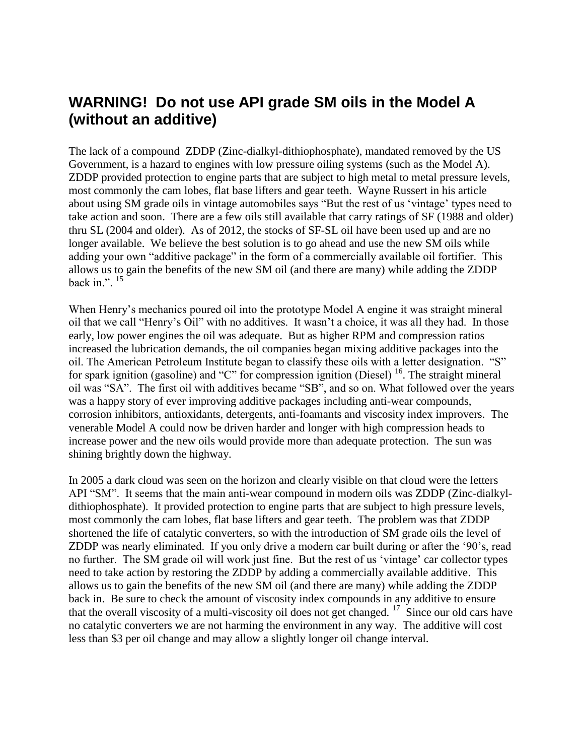## WARNING! Do not use API grade SM oils in the Model A (without an additive)

The lack of a compound ZDDP (Zinc-dialkyl-dithiophosphate), mandated removed by the US Government, is a hazard to engines with low pressure oiling systems (such as the Model A). ZDDP provided protection to engine parts that are subject to high metal to metal pressure levels, most commonly the cam lobes, flat base lifters and gear teeth. Wayne Russert in his article about using SM grade oils in vintage automobiles says "But the rest of us 'vintage' types need to take action and soon. There are a few oils still available that carry ratings of SF (1988 and older) thru SL (2004 and older). As of 2012, the stocks of SF-SL oil have been used up and are no longer available. We believe the best solution is to go ahead and use the new SM oils while adding your own "additive package" in the form of a commercially available oil fortifier. This allows us to gain the benefits of the new SM oil (and there are many) while adding the ZDDP back in.". [15]

When Henry's mechanics poured oil into the prototype Model A engine it was straight mineral oil that we call "Henry's Oil" with no additives. It wasn't a choice, it was all they had. In those early, low power engines the oil was adequate. But as higher RPM and compression ratios increased the lubrication demands, the oil companies began mixing additive packages into the oil. The American Petroleum Institute began to classify these oils with a letter designation. "S" for spark ignition (gasoline) and "C" for compression ignition (Diesel) [16]. The straight mineral oil was "SA". The first oil with additives became "SB", and so on. What followed over the years was a happy story of ever improving additive packages including anti-wear compounds, corrosion inhibitors, antioxidants, detergents, anti-foamants and viscosity index improvers. The venerable Model A could now be driven harder and longer with high compression heads to increase power and the new oils would provide more than adequate protection. The sun was shining brightly down the highway.

In 2005 a dark cloud was seen on the horizon and clearly visible on that cloud were the letters API "SM". It seems that the main anti-wear compound in modern oils was ZDDP (Zinc-dialkyl-dithiophosphate). It provided protection to engine parts that are subject to high pressure levels, most commonly the cam lobes, flat base lifters and gear teeth. The problem was that ZDDP shortened the life of catalytic converters, so with the introduction of SM grade oils the level of ZDDP was nearly eliminated. If you only drive a modern car built during or after the '90's, read no further. The SM grade oil will work just fine. But the rest of us 'vintage' car collector types need to take action by restoring the ZDDP by adding a commercially available additive. This allows us to gain the benefits of the new SM oil (and there are many) while adding the ZDDP back in. Be sure to check the amount of viscosity index compounds in any additive to ensure that the overall viscosity of a multi-viscosity oil does not get changed. [17] Since our old cars have no catalytic converters we are not harming the environment in any way. The additive will cost less than $3 per oil change and may allow a slightly longer oil change interval.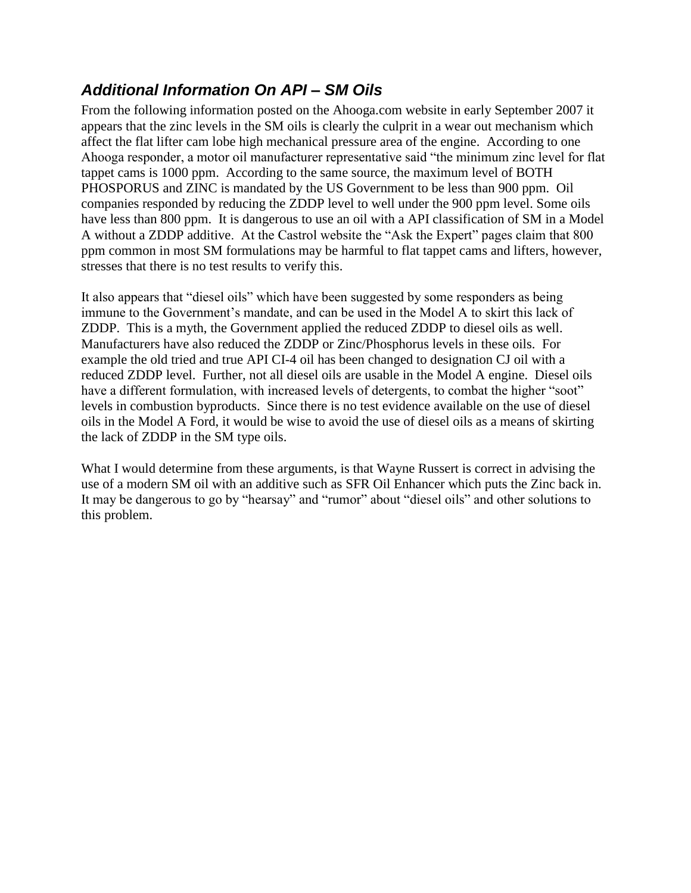## *Additional Information On API – SM Oils*

From the following information posted on the Ahooga.com website in early September 2007 it appears that the zinc levels in the SM oils is clearly the culprit in a wear out mechanism which affect the flat lifter cam lobe high mechanical pressure area of the engine. According to one Ahooga responder, a motor oil manufacturer representative said "the minimum zinc level for flat tappet cams is 1000 ppm. According to the same source, the maximum level of BOTH PHOSPORUS and ZINC is mandated by the US Government to be less than 900 ppm. Oil companies responded by reducing the ZDDP level to well under the 900 ppm level. Some oils have less than 800 ppm. It is dangerous to use an oil with a API classification of SM in a Model A without a ZDDP additive. At the Castrol website the "Ask the Expert" pages claim that 800 ppm common in most SM formulations may be harmful to flat tappet cams and lifters, however, stresses that there is no test results to verify this.

It also appears that "diesel oils" which have been suggested by some responders as being immune to the Government's mandate, and can be used in the Model A to skirt this lack of ZDDP. This is a myth, the Government applied the reduced ZDDP to diesel oils as well. Manufacturers have also reduced the ZDDP or Zinc/Phosphorus levels in these oils. For example the old tried and true API CI-4 oil has been changed to designation CJ oil with a reduced ZDDP level. Further, not all diesel oils are usable in the Model A engine. Diesel oils have a different formulation, with increased levels of detergents, to combat the higher "soot" levels in combustion byproducts. Since there is no test evidence available on the use of diesel oils in the Model A Ford, it would be wise to avoid the use of diesel oils as a means of skirting the lack of ZDDP in the SM type oils.

What I would determine from these arguments, is that Wayne Russert is correct in advising the use of a modern SM oil with an additive such as SFR Oil Enhancer which puts the Zinc back in. It may be dangerous to go by "hearsay" and "rumor" about "diesel oils" and other solutions to this problem.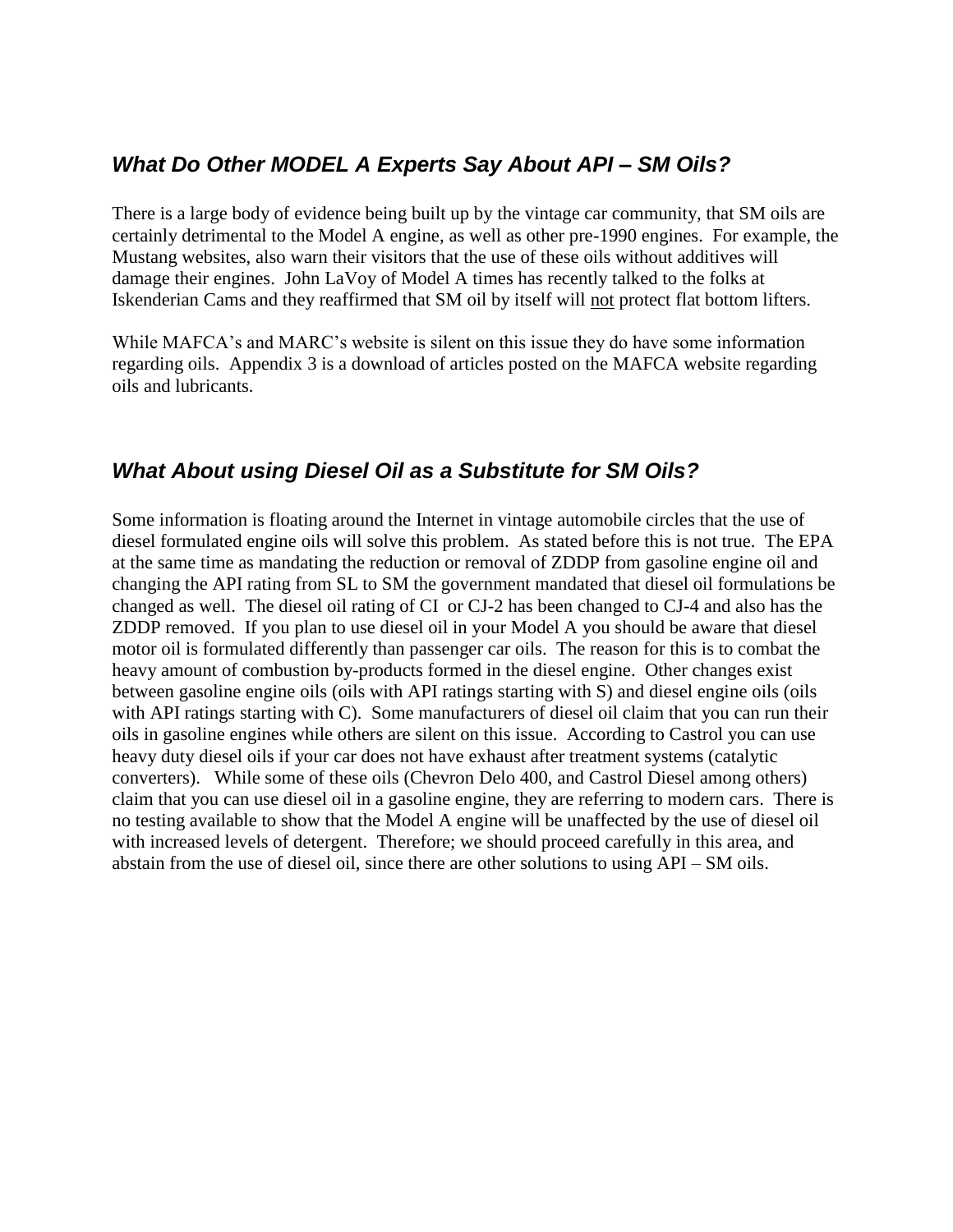## *What Do Other MODEL A Experts Say About API – SM Oils?*

There is a large body of evidence being built up by the vintage car community, that SM oils are certainly detrimental to the Model A engine, as well as other pre-1990 engines. For example, the Mustang websites, also warn their visitors that the use of these oils without additives will damage their engines. John LaVoy of Model A times has recently talked to the folks at Iskenderian Cams and they reaffirmed that SM oil by itself will <u>not</u> protect flat bottom lifters.

While MAFCA's and MARC's website is silent on this issue they do have some information regarding oils. Appendix 3 is a download of articles posted on the MAFCA website regarding oils and lubricants.

## *What About using Diesel Oil as a Substitute for SM Oils?*

Some information is floating around the Internet in vintage automobile circles that the use of diesel formulated engine oils will solve this problem. As stated before this is not true. The EPA at the same time as mandating the reduction or removal of ZDDP from gasoline engine oil and changing the API rating from SL to SM the government mandated that diesel oil formulations be changed as well. The diesel oil rating of CI or CJ-2 has been changed to CJ-4 and also has the ZDDP removed. If you plan to use diesel oil in your Model A you should be aware that diesel motor oil is formulated differently than passenger car oils. The reason for this is to combat the heavy amount of combustion by-products formed in the diesel engine. Other changes exist between gasoline engine oils (oils with API ratings starting with S) and diesel engine oils (oils with API ratings starting with C). Some manufacturers of diesel oil claim that you can run their oils in gasoline engines while others are silent on this issue. According to Castrol you can use heavy duty diesel oils if your car does not have exhaust after treatment systems (catalytic converters). While some of these oils (Chevron Delo 400, and Castrol Diesel among others) claim that you can use diesel oil in a gasoline engine, they are referring to modern cars. There is no testing available to show that the Model A engine will be unaffected by the use of diesel oil with increased levels of detergent. Therefore; we should proceed carefully in this area, and abstain from the use of diesel oil, since there are other solutions to using API – SM oils.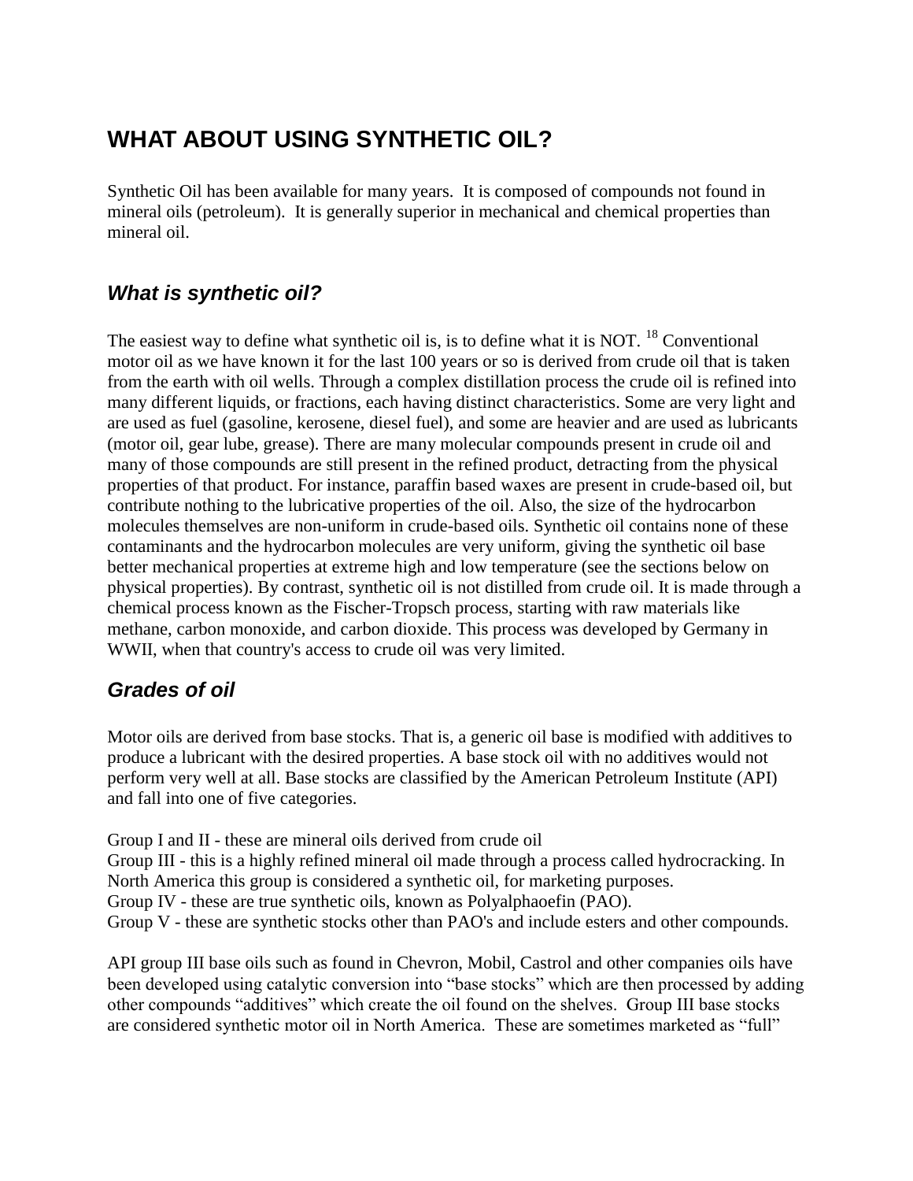## WHAT ABOUT USING SYNTHETIC OIL?

Synthetic Oil has been available for many years. It is composed of compounds not found in mineral oils (petroleum). It is generally superior in mechanical and chemical properties than mineral oil.

### *What is synthetic oil?*

The easiest way to define what synthetic oil is, is to define what it is NOT. [18] Conventional motor oil as we have known it for the last 100 years or so is derived from crude oil that is taken from the earth with oil wells. Through a complex distillation process the crude oil is refined into many different liquids, or fractions, each having distinct characteristics. Some are very light and are used as fuel (gasoline, kerosene, diesel fuel), and some are heavier and are used as lubricants (motor oil, gear lube, grease). There are many molecular compounds present in crude oil and many of those compounds are still present in the refined product, detracting from the physical properties of that product. For instance, paraffin based waxes are present in crude-based oil, but contribute nothing to the lubricative properties of the oil. Also, the size of the hydrocarbon molecules themselves are non-uniform in crude-based oils. Synthetic oil contains none of these contaminants and the hydrocarbon molecules are very uniform, giving the synthetic oil base better mechanical properties at extreme high and low temperature (see the sections below on physical properties). By contrast, synthetic oil is not distilled from crude oil. It is made through a chemical process known as the Fischer-Tropsch process, starting with raw materials like methane, carbon monoxide, and carbon dioxide. This process was developed by Germany in WWII, when that country's access to crude oil was very limited.

### *Grades of oil*

Motor oils are derived from base stocks. That is, a generic oil base is modified with additives to produce a lubricant with the desired properties. A base stock oil with no additives would not perform very well at all. Base stocks are classified by the American Petroleum Institute (API) and fall into one of five categories.

Group I and II - these are mineral oils derived from crude oil
Group III - this is a highly refined mineral oil made through a process called hydrocracking. In North America this group is considered a synthetic oil, for marketing purposes.
Group IV - these are true synthetic oils, known as Polyalphaoefin (PAO).
Group V - these are synthetic stocks other than PAO's and include esters and other compounds.

API group III base oils such as found in Chevron, Mobil, Castrol and other companies oils have been developed using catalytic conversion into "base stocks" which are then processed by adding other compounds "additives" which create the oil found on the shelves. Group III base stocks are considered synthetic motor oil in North America. These are sometimes marketed as "full"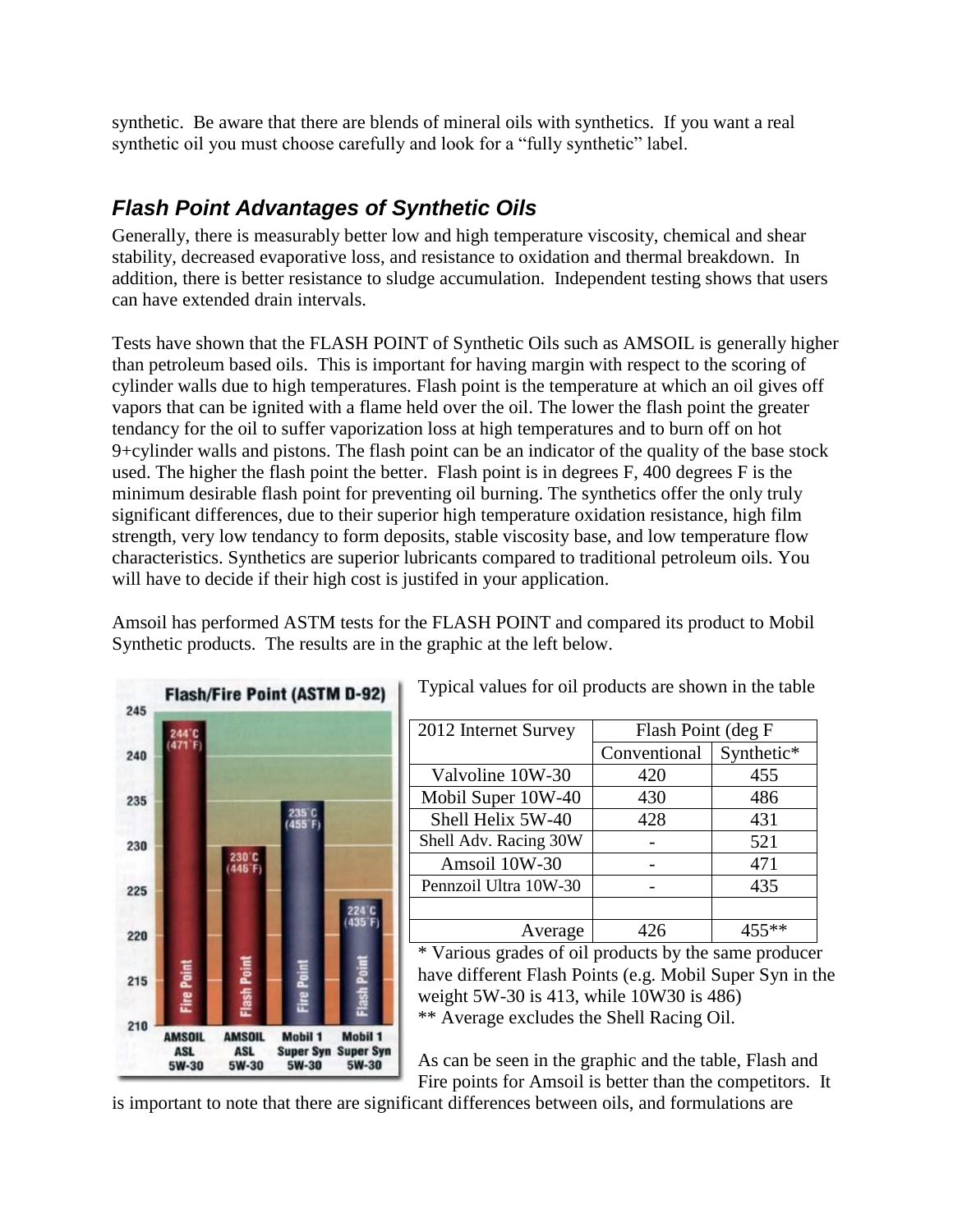synthetic. Be aware that there are blends of mineral oils with synthetics. If you want a real synthetic oil you must choose carefully and look for a "fully synthetic" label.

## *Flash Point Advantages of Synthetic Oils*

Generally, there is measurably better low and high temperature viscosity, chemical and shear stability, decreased evaporative loss, and resistance to oxidation and thermal breakdown. In addition, there is better resistance to sludge accumulation. Independent testing shows that users can have extended drain intervals.

Tests have shown that the FLASH POINT of Synthetic Oils such as AMSOIL is generally higher than petroleum based oils. This is important for having margin with respect to the scoring of cylinder walls due to high temperatures. Flash point is the temperature at which an oil gives off vapors that can be ignited with a flame held over the oil. The lower the flash point the greater tendancy for the oil to suffer vaporization loss at high temperatures and to burn off on hot 9+cylinder walls and pistons. The flash point can be an indicator of the quality of the base stock used. The higher the flash point the better. Flash point is in degrees F, 400 degrees F is the minimum desirable flash point for preventing oil burning. The synthetics offer the only truly significant differences, due to their superior high temperature oxidation resistance, high film strength, very low tendancy to form deposits, stable viscosity base, and low temperature flow characteristics. Synthetics are superior lubricants compared to traditional petroleum oils. You will have to decide if their high cost is justifed in your application.

Amsoil has performed ASTM tests for the FLASH POINT and compared its product to Mobil Synthetic products. The results are in the graphic at the left below.

**Flash/Fire Point (ASTM D-92)**

| | AMSOIL ASL 5W-30 | AMSOIL ASL 5W-30 | Mobil 1 Super Syn 5W-30 | Mobil 1 Super Syn 5W-30 |
|---|---|---|---|---|
| | Fire Point | Flash Point | Fire Point | Flash Point |
| Value | 244°C (471°F) | 230°C (446°F) | 235°C (455°F) | 224°C (435°F) |

Typical values for oil products are shown in the table

| 2012 Internet Survey | Flash Point (deg F | |
|---|---|---|
| | Conventional | Synthetic* |
| Valvoline 10W-30 | 420 | 455 |
| Mobil Super 10W-40 | 430 | 486 |
| Shell Helix 5W-40 | 428 | 431 |
| Shell Adv. Racing 30W | - | 521 |
| Amsoil 10W-30 | - | 471 |
| Pennzoil Ultra 10W-30 | - | 435 |
| | | |
| Average | 426 | 455** |

* Various grades of oil products by the same producer have different Flash Points (e.g. Mobil Super Syn in the weight 5W-30 is 413, while 10W30 is 486)
** Average excludes the Shell Racing Oil.

As can be seen in the graphic and the table, Flash and Fire points for Amsoil is better than the competitors. It is important to note that there are significant differences between oils, and formulations are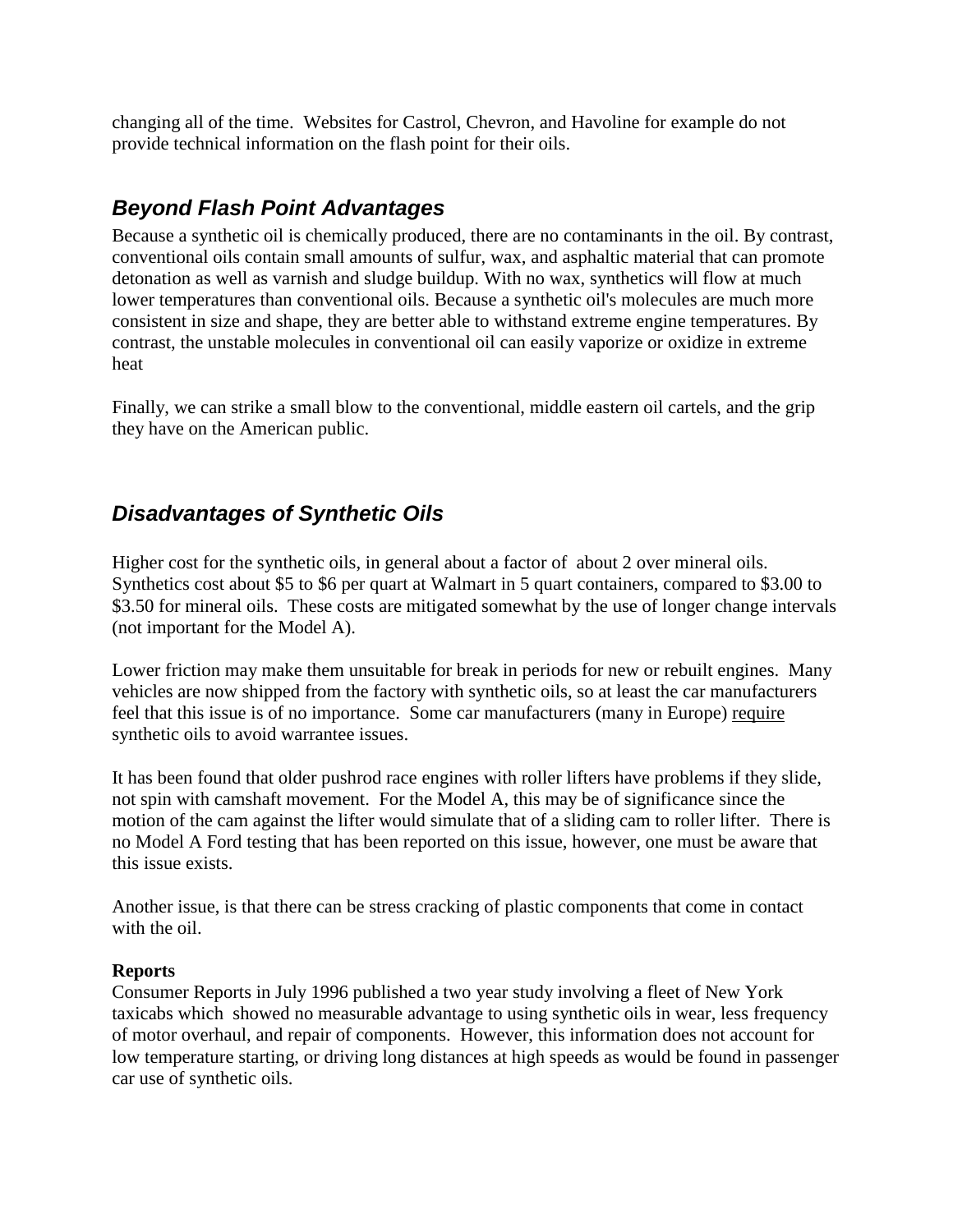changing all of the time. Websites for Castrol, Chevron, and Havoline for example do not provide technical information on the flash point for their oils.

## *Beyond Flash Point Advantages*

Because a synthetic oil is chemically produced, there are no contaminants in the oil. By contrast, conventional oils contain small amounts of sulfur, wax, and asphaltic material that can promote detonation as well as varnish and sludge buildup. With no wax, synthetics will flow at much lower temperatures than conventional oils. Because a synthetic oil's molecules are much more consistent in size and shape, they are better able to withstand extreme engine temperatures. By contrast, the unstable molecules in conventional oil can easily vaporize or oxidize in extreme heat

Finally, we can strike a small blow to the conventional, middle eastern oil cartels, and the grip they have on the American public.

## *Disadvantages of Synthetic Oils*

Higher cost for the synthetic oils, in general about a factor of about 2 over mineral oils. Synthetics cost about $5 to $6 per quart at Walmart in 5 quart containers, compared to $3.00 to $3.50 for mineral oils. These costs are mitigated somewhat by the use of longer change intervals (not important for the Model A).

Lower friction may make them unsuitable for break in periods for new or rebuilt engines. Many vehicles are now shipped from the factory with synthetic oils, so at least the car manufacturers feel that this issue is of no importance. Some car manufacturers (many in Europe) <u>require</u> synthetic oils to avoid warrantee issues.

It has been found that older pushrod race engines with roller lifters have problems if they slide, not spin with camshaft movement. For the Model A, this may be of significance since the motion of the cam against the lifter would simulate that of a sliding cam to roller lifter. There is no Model A Ford testing that has been reported on this issue, however, one must be aware that this issue exists.

Another issue, is that there can be stress cracking of plastic components that come in contact with the oil.

**Reports**
Consumer Reports in July 1996 published a two year study involving a fleet of New York taxicabs which showed no measurable advantage to using synthetic oils in wear, less frequency of motor overhaul, and repair of components. However, this information does not account for low temperature starting, or driving long distances at high speeds as would be found in passenger car use of synthetic oils.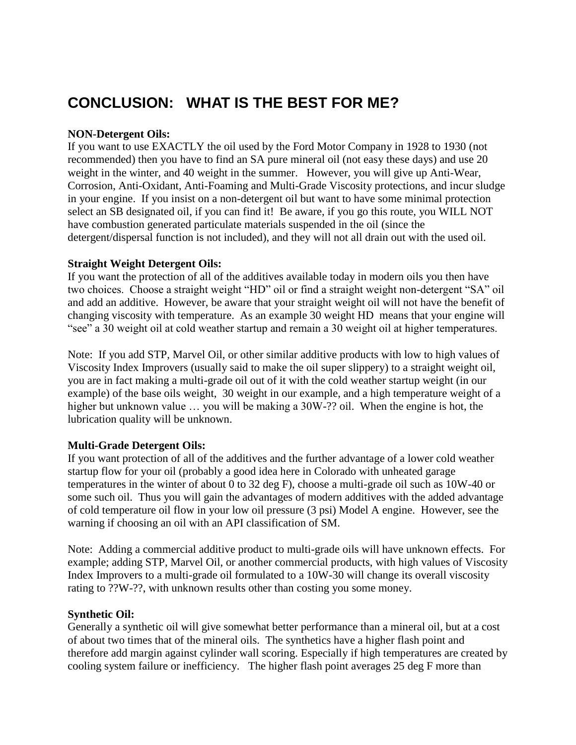## CONCLUSION: WHAT IS THE BEST FOR ME?

**NON-Detergent Oils:**
If you want to use EXACTLY the oil used by the Ford Motor Company in 1928 to 1930 (not recommended) then you have to find an SA pure mineral oil (not easy these days) and use 20 weight in the winter, and 40 weight in the summer. However, you will give up Anti-Wear, Corrosion, Anti-Oxidant, Anti-Foaming and Multi-Grade Viscosity protections, and incur sludge in your engine. If you insist on a non-detergent oil but want to have some minimal protection select an SB designated oil, if you can find it! Be aware, if you go this route, you WILL NOT have combustion generated particulate materials suspended in the oil (since the detergent/dispersal function is not included), and they will not all drain out with the used oil.

**Straight Weight Detergent Oils:**
If you want the protection of all of the additives available today in modern oils you then have two choices. Choose a straight weight "HD" oil or find a straight weight non-detergent "SA" oil and add an additive. However, be aware that your straight weight oil will not have the benefit of changing viscosity with temperature. As an example 30 weight HD means that your engine will "see" a 30 weight oil at cold weather startup and remain a 30 weight oil at higher temperatures.

Note: If you add STP, Marvel Oil, or other similar additive products with low to high values of Viscosity Index Improvers (usually said to make the oil super slippery) to a straight weight oil, you are in fact making a multi-grade oil out of it with the cold weather startup weight (in our example) of the base oils weight, 30 weight in our example, and a high temperature weight of a higher but unknown value … you will be making a 30W-?? oil. When the engine is hot, the lubrication quality will be unknown.

**Multi-Grade Detergent Oils:**
If you want protection of all of the additives and the further advantage of a lower cold weather startup flow for your oil (probably a good idea here in Colorado with unheated garage temperatures in the winter of about 0 to 32 deg F), choose a multi-grade oil such as 10W-40 or some such oil. Thus you will gain the advantages of modern additives with the added advantage of cold temperature oil flow in your low oil pressure (3 psi) Model A engine. However, see the warning if choosing an oil with an API classification of SM.

Note: Adding a commercial additive product to multi-grade oils will have unknown effects. For example; adding STP, Marvel Oil, or another commercial products, with high values of Viscosity Index Improvers to a multi-grade oil formulated to a 10W-30 will change its overall viscosity rating to ??W-??, with unknown results other than costing you some money.

**Synthetic Oil:**
Generally a synthetic oil will give somewhat better performance than a mineral oil, but at a cost of about two times that of the mineral oils. The synthetics have a higher flash point and therefore add margin against cylinder wall scoring. Especially if high temperatures are created by cooling system failure or inefficiency. The higher flash point averages 25 deg F more than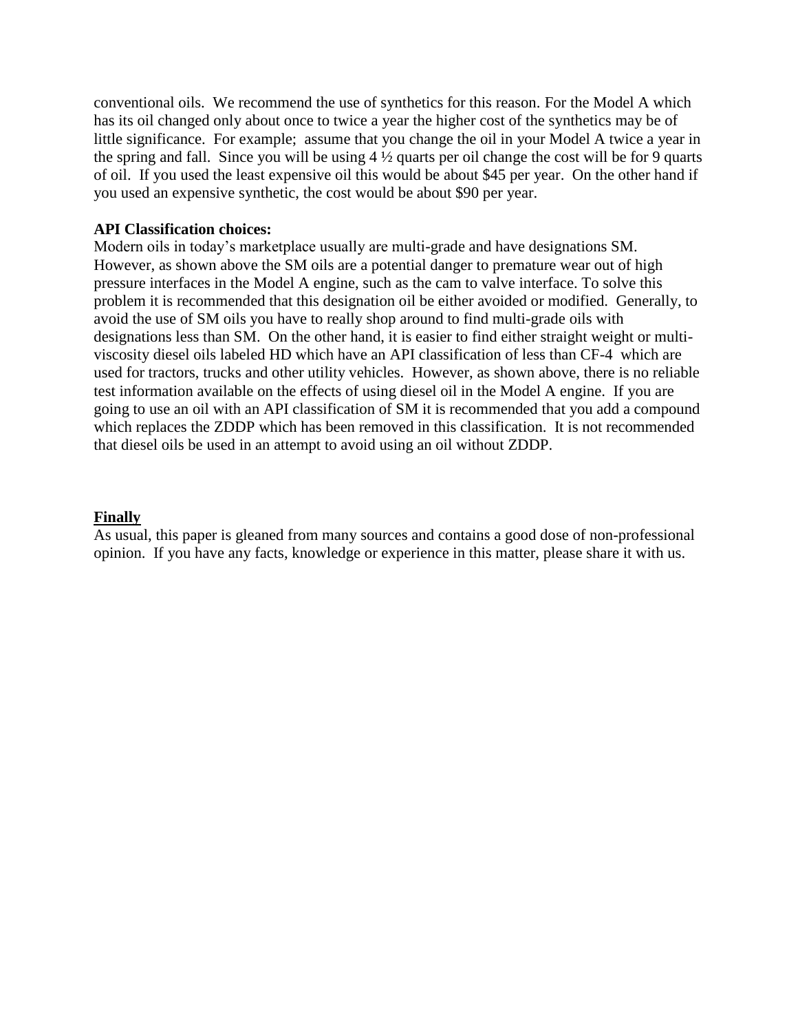conventional oils. We recommend the use of synthetics for this reason. For the Model A which has its oil changed only about once to twice a year the higher cost of the synthetics may be of little significance. For example; assume that you change the oil in your Model A twice a year in the spring and fall. Since you will be using 4 ½ quarts per oil change the cost will be for 9 quarts of oil. If you used the least expensive oil this would be about $45 per year. On the other hand if you used an expensive synthetic, the cost would be about $90 per year.

**API Classification choices:**

Modern oils in today's marketplace usually are multi-grade and have designations SM. However, as shown above the SM oils are a potential danger to premature wear out of high pressure interfaces in the Model A engine, such as the cam to valve interface. To solve this problem it is recommended that this designation oil be either avoided or modified. Generally, to avoid the use of SM oils you have to really shop around to find multi-grade oils with designations less than SM. On the other hand, it is easier to find either straight weight or multi-viscosity diesel oils labeled HD which have an API classification of less than CF-4 which are used for tractors, trucks and other utility vehicles. However, as shown above, there is no reliable test information available on the effects of using diesel oil in the Model A engine. If you are going to use an oil with an API classification of SM it is recommended that you add a compound which replaces the ZDDP which has been removed in this classification. It is not recommended that diesel oils be used in an attempt to avoid using an oil without ZDDP.

## Finally

As usual, this paper is gleaned from many sources and contains a good dose of non-professional opinion. If you have any facts, knowledge or experience in this matter, please share it with us.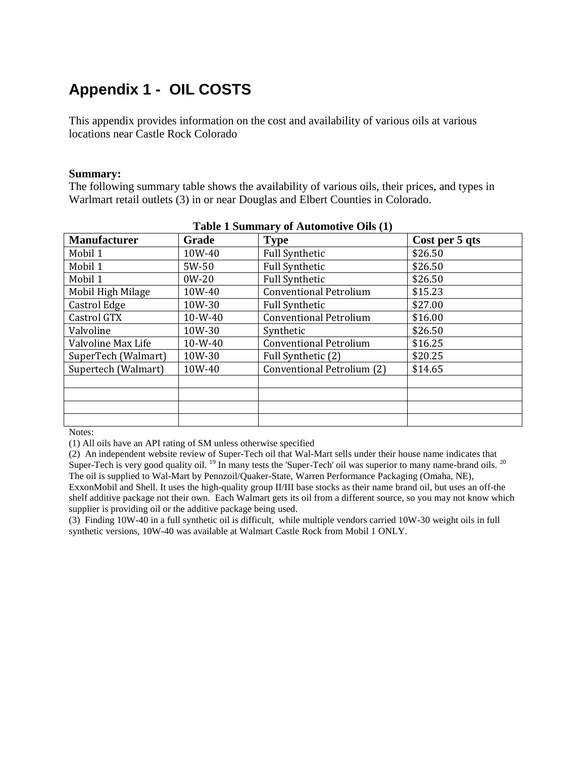## Appendix 1 - OIL COSTS

This appendix provides information on the cost and availability of various oils at various locations near Castle Rock Colorado

**Summary:**
The following summary table shows the availability of various oils, their prices, and types in Warlmart retail outlets (3) in or near Douglas and Elbert Counties in Colorado.

**Table 1 Summary of Automotive Oils (1)**

| Manufacturer | Grade | Type | Cost per 5 qts |
|---|---|---|---|
| Mobil 1 | 10W-40 | Full Synthetic | $26.50 |
| Mobil 1 | 5W-50 | Full Synthetic | $26.50 |
| Mobil 1 | 0W-20 | Full Synthetic | $26.50 |
| Mobil High Milage | 10W-40 | Conventional Petrolium | $15.23 |
| Castrol Edge | 10W-30 | Full Synthetic | $27.00 |
| Castrol GTX | 10-W-40 | Conventional Petrolium | $16.00 |
| Valvoline | 10W-30 | Synthetic | $26.50 |
| Valvoline Max Life | 10-W-40 | Conventional Petrolium | $16.25 |
| SuperTech (Walmart) | 10W-30 | Full Synthetic (2) | $20.25 |
| Supertech (Walmart) | 10W-40 | Conventional Petrolium (2) | $14.65 |
| | | | |
| | | | |
| | | | |
| | | | |

Notes:

(1) All oils have an API rating of SM unless otherwise specified

(2) An independent website review of Super-Tech oil that Wal-Mart sells under their house name indicates that Super-Tech is very good quality oil. [19] In many tests the 'Super-Tech' oil was superior to many name-brand oils. [20] The oil is supplied to Wal-Mart by Pennzoil/Quaker-State, Warren Performance Packaging (Omaha, NE), ExxonMobil and Shell. It uses the high-quality group II/III base stocks as their name brand oil, but uses an off-the shelf additive package not their own. Each Walmart gets its oil from a different source, so you may not know which supplier is providing oil or the additive package being used.

(3) Finding 10W-40 in a full synthetic oil is difficult, while multiple vendors carried 10W-30 weight oils in full synthetic versions, 10W-40 was available at Walmart Castle Rock from Mobil 1 ONLY.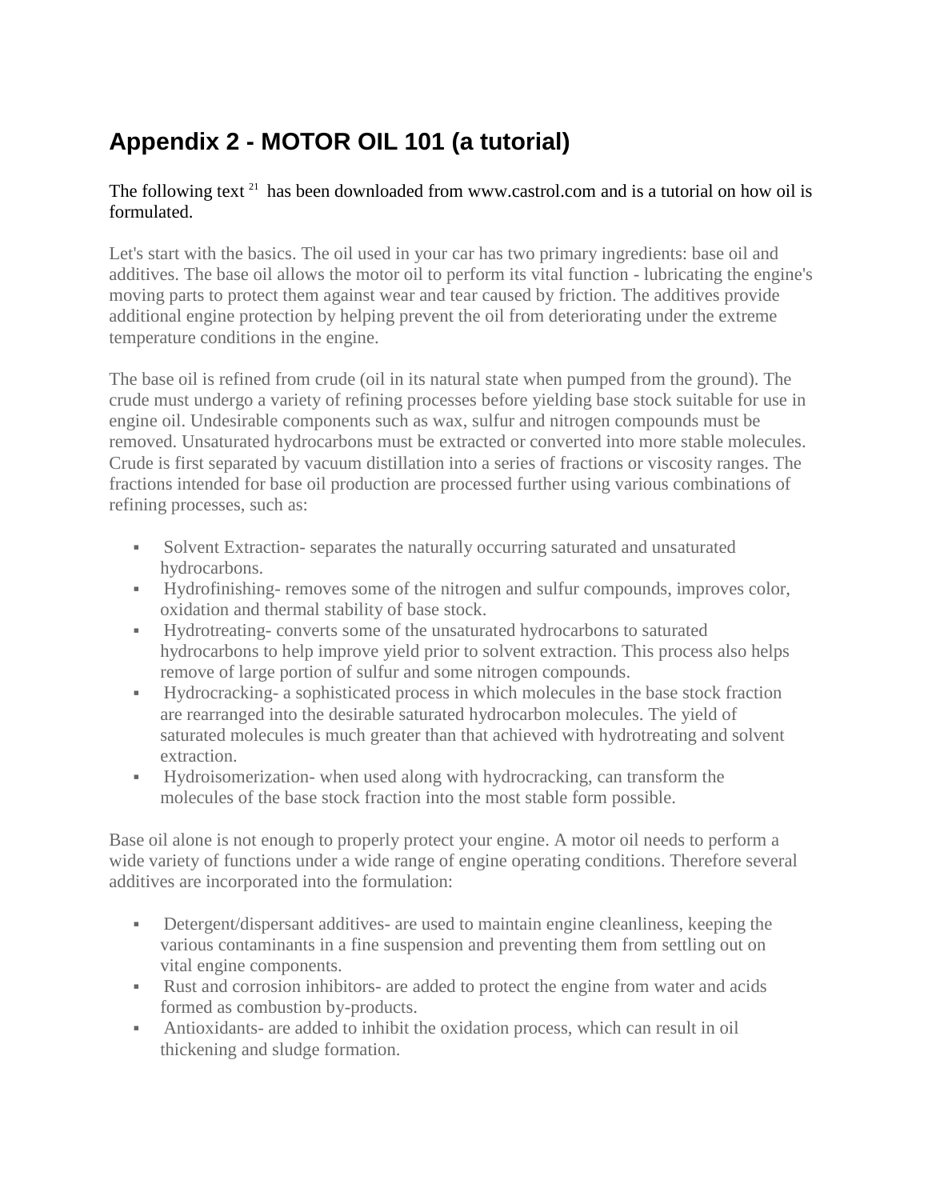## Appendix 2 - MOTOR OIL 101 (a tutorial)

The following text [21] has been downloaded from www.castrol.com and is a tutorial on how oil is formulated.

Let's start with the basics. The oil used in your car has two primary ingredients: base oil and additives. The base oil allows the motor oil to perform its vital function - lubricating the engine's moving parts to protect them against wear and tear caused by friction. The additives provide additional engine protection by helping prevent the oil from deteriorating under the extreme temperature conditions in the engine.

The base oil is refined from crude (oil in its natural state when pumped from the ground). The crude must undergo a variety of refining processes before yielding base stock suitable for use in engine oil. Undesirable components such as wax, sulfur and nitrogen compounds must be removed. Unsaturated hydrocarbons must be extracted or converted into more stable molecules. Crude is first separated by vacuum distillation into a series of fractions or viscosity ranges. The fractions intended for base oil production are processed further using various combinations of refining processes, such as:

- Solvent Extraction- separates the naturally occurring saturated and unsaturated hydrocarbons.
- Hydrofinishing- removes some of the nitrogen and sulfur compounds, improves color, oxidation and thermal stability of base stock.
- Hydrotreating- converts some of the unsaturated hydrocarbons to saturated hydrocarbons to help improve yield prior to solvent extraction. This process also helps remove of large portion of sulfur and some nitrogen compounds.
- Hydrocracking- a sophisticated process in which molecules in the base stock fraction are rearranged into the desirable saturated hydrocarbon molecules. The yield of saturated molecules is much greater than that achieved with hydrotreating and solvent extraction.
- Hydroisomerization- when used along with hydrocracking, can transform the molecules of the base stock fraction into the most stable form possible.

Base oil alone is not enough to properly protect your engine. A motor oil needs to perform a wide variety of functions under a wide range of engine operating conditions. Therefore several additives are incorporated into the formulation:

- Detergent/dispersant additives- are used to maintain engine cleanliness, keeping the various contaminants in a fine suspension and preventing them from settling out on vital engine components.
- Rust and corrosion inhibitors- are added to protect the engine from water and acids formed as combustion by-products.
- Antioxidants- are added to inhibit the oxidation process, which can result in oil thickening and sludge formation.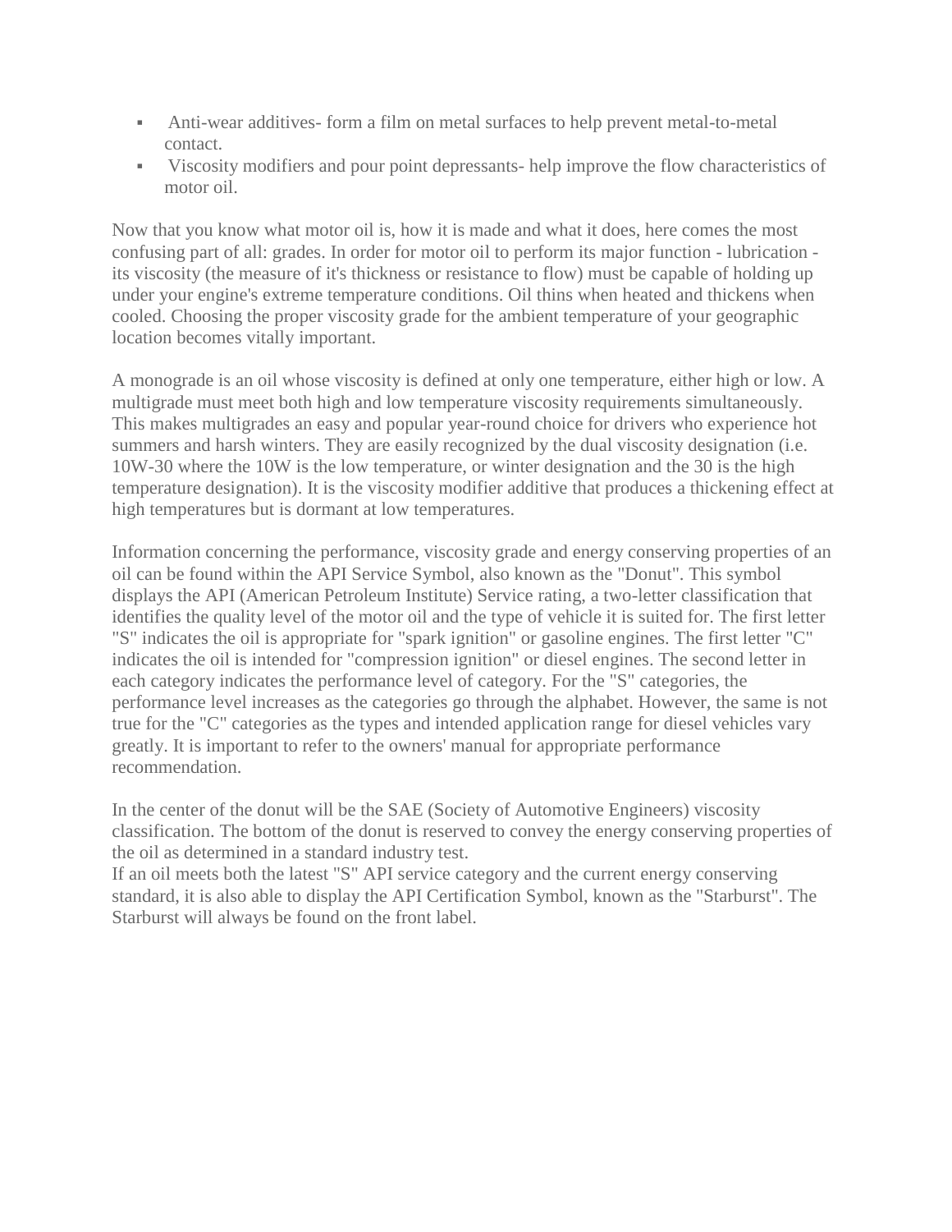- Anti-wear additives- form a film on metal surfaces to help prevent metal-to-metal contact.
- Viscosity modifiers and pour point depressants- help improve the flow characteristics of motor oil.

Now that you know what motor oil is, how it is made and what it does, here comes the most confusing part of all: grades. In order for motor oil to perform its major function - lubrication - its viscosity (the measure of it's thickness or resistance to flow) must be capable of holding up under your engine's extreme temperature conditions. Oil thins when heated and thickens when cooled. Choosing the proper viscosity grade for the ambient temperature of your geographic location becomes vitally important.

A monograde is an oil whose viscosity is defined at only one temperature, either high or low. A multigrade must meet both high and low temperature viscosity requirements simultaneously. This makes multigrades an easy and popular year-round choice for drivers who experience hot summers and harsh winters. They are easily recognized by the dual viscosity designation (i.e. 10W-30 where the 10W is the low temperature, or winter designation and the 30 is the high temperature designation). It is the viscosity modifier additive that produces a thickening effect at high temperatures but is dormant at low temperatures.

Information concerning the performance, viscosity grade and energy conserving properties of an oil can be found within the API Service Symbol, also known as the "Donut". This symbol displays the API (American Petroleum Institute) Service rating, a two-letter classification that identifies the quality level of the motor oil and the type of vehicle it is suited for. The first letter "S" indicates the oil is appropriate for "spark ignition" or gasoline engines. The first letter "C" indicates the oil is intended for "compression ignition" or diesel engines. The second letter in each category indicates the performance level of category. For the "S" categories, the performance level increases as the categories go through the alphabet. However, the same is not true for the "C" categories as the types and intended application range for diesel vehicles vary greatly. It is important to refer to the owners' manual for appropriate performance recommendation.

In the center of the donut will be the SAE (Society of Automotive Engineers) viscosity classification. The bottom of the donut is reserved to convey the energy conserving properties of the oil as determined in a standard industry test.
If an oil meets both the latest "S" API service category and the current energy conserving standard, it is also able to display the API Certification Symbol, known as the "Starburst". The Starburst will always be found on the front label.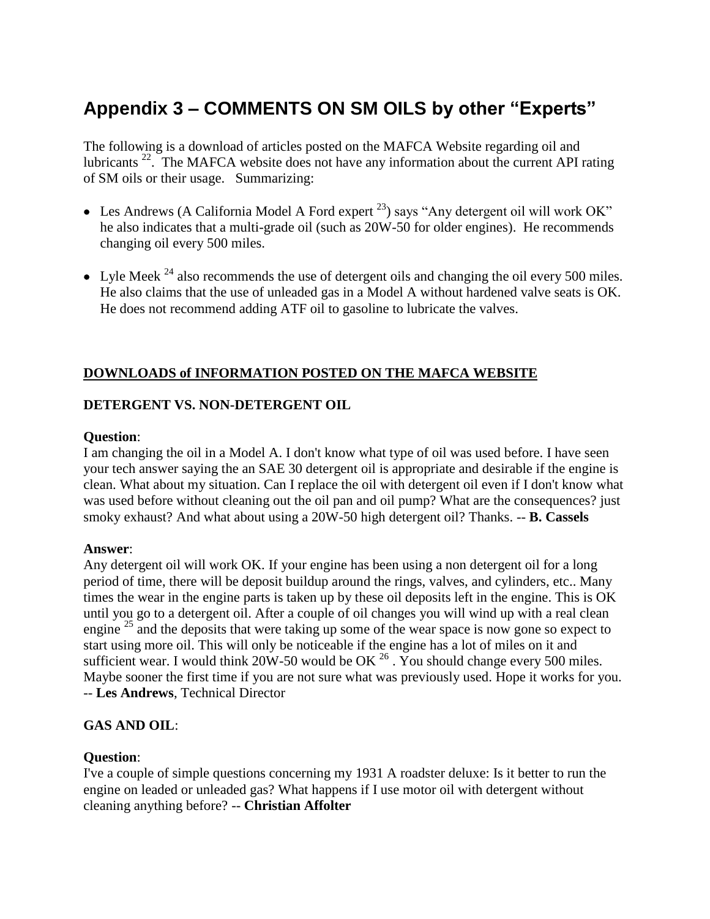# Appendix 3 – COMMENTS ON SM OILS by other "Experts"

The following is a download of articles posted on the MAFCA Website regarding oil and lubricants [22]. The MAFCA website does not have any information about the current API rating of SM oils or their usage. Summarizing:

- Les Andrews (A California Model A Ford expert [23]) says "Any detergent oil will work OK" he also indicates that a multi-grade oil (such as 20W-50 for older engines). He recommends changing oil every 500 miles.
- Lyle Meek [24] also recommends the use of detergent oils and changing the oil every 500 miles. He also claims that the use of unleaded gas in a Model A without hardened valve seats is OK. He does not recommend adding ATF oil to gasoline to lubricate the valves.

## DOWNLOADS of INFORMATION POSTED ON THE MAFCA WEBSITE

### DETERGENT VS. NON-DETERGENT OIL

**Question**:
I am changing the oil in a Model A. I don't know what type of oil was used before. I have seen your tech answer saying the an SAE 30 detergent oil is appropriate and desirable if the engine is clean. What about my situation. Can I replace the oil with detergent oil even if I don't know what was used before without cleaning out the oil pan and oil pump? What are the consequences? just smoky exhaust? And what about using a 20W-50 high detergent oil? Thanks. -- **B. Cassels**

**Answer**:
Any detergent oil will work OK. If your engine has been using a non detergent oil for a long period of time, there will be deposit buildup around the rings, valves, and cylinders, etc.. Many times the wear in the engine parts is taken up by these oil deposits left in the engine. This is OK until you go to a detergent oil. After a couple of oil changes you will wind up with a real clean engine [25] and the deposits that were taking up some of the wear space is now gone so expect to start using more oil. This will only be noticeable if the engine has a lot of miles on it and sufficient wear. I would think 20W-50 would be OK [26] . You should change every 500 miles. Maybe sooner the first time if you are not sure what was previously used. Hope it works for you. -- **Les Andrews**, Technical Director

### GAS AND OIL:

**Question**:
I've a couple of simple questions concerning my 1931 A roadster deluxe: Is it better to run the engine on leaded or unleaded gas? What happens if I use motor oil with detergent without cleaning anything before? -- **Christian Affolter**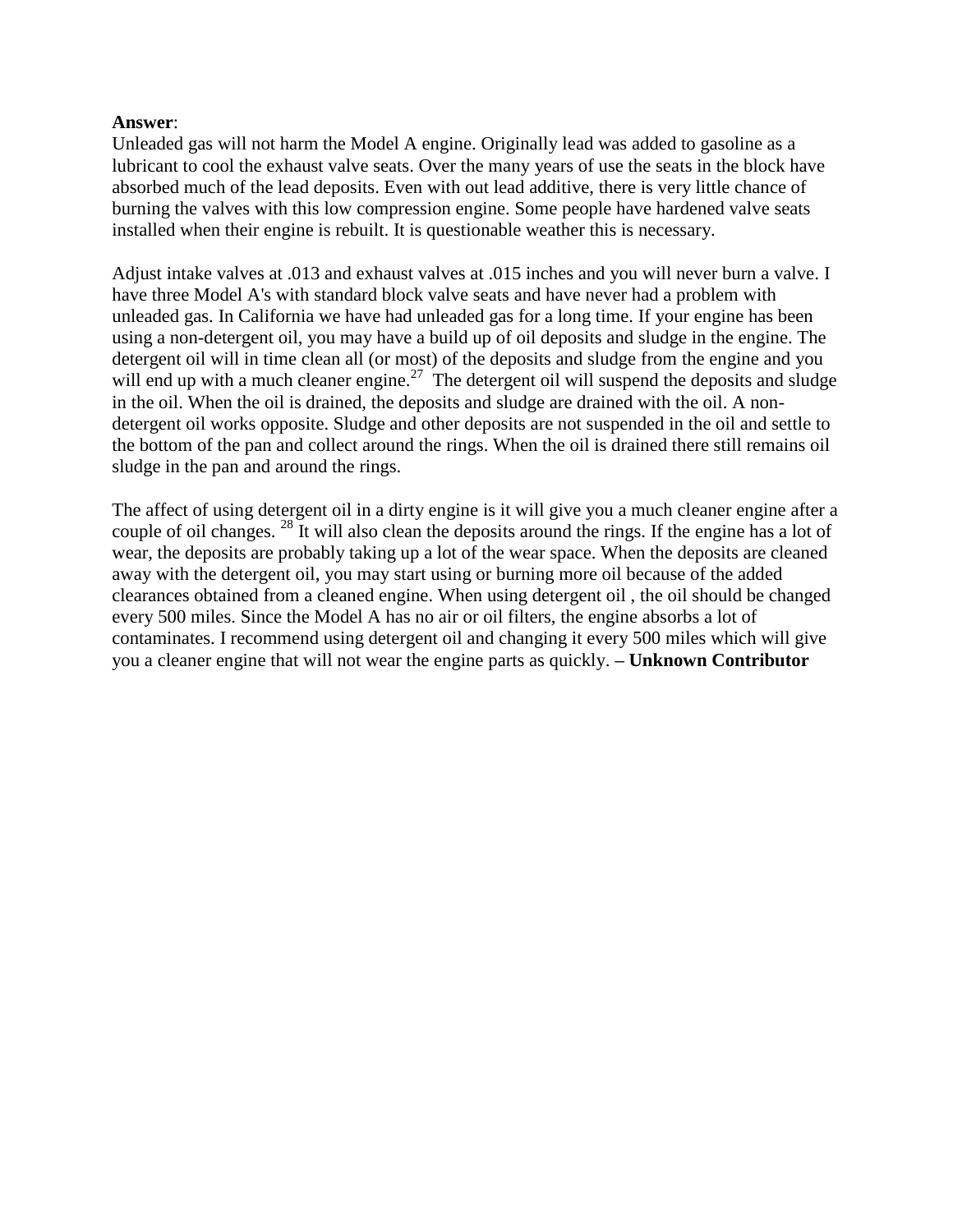**Answer**:
Unleaded gas will not harm the Model A engine. Originally lead was added to gasoline as a lubricant to cool the exhaust valve seats. Over the many years of use the seats in the block have absorbed much of the lead deposits. Even with out lead additive, there is very little chance of burning the valves with this low compression engine. Some people have hardened valve seats installed when their engine is rebuilt. It is questionable weather this is necessary.

Adjust intake valves at .013 and exhaust valves at .015 inches and you will never burn a valve. I have three Model A's with standard block valve seats and have never had a problem with unleaded gas. In California we have had unleaded gas for a long time. If your engine has been using a non-detergent oil, you may have a build up of oil deposits and sludge in the engine. The detergent oil will in time clean all (or most) of the deposits and sludge from the engine and you will end up with a much cleaner engine.[27] The detergent oil will suspend the deposits and sludge in the oil. When the oil is drained, the deposits and sludge are drained with the oil. A non-detergent oil works opposite. Sludge and other deposits are not suspended in the oil and settle to the bottom of the pan and collect around the rings. When the oil is drained there still remains oil sludge in the pan and around the rings.

The affect of using detergent oil in a dirty engine is it will give you a much cleaner engine after a couple of oil changes. [28] It will also clean the deposits around the rings. If the engine has a lot of wear, the deposits are probably taking up a lot of the wear space. When the deposits are cleaned away with the detergent oil, you may start using or burning more oil because of the added clearances obtained from a cleaned engine. When using detergent oil , the oil should be changed every 500 miles. Since the Model A has no air or oil filters, the engine absorbs a lot of contaminates. I recommend using detergent oil and changing it every 500 miles which will give you a cleaner engine that will not wear the engine parts as quickly. **– Unknown Contributor**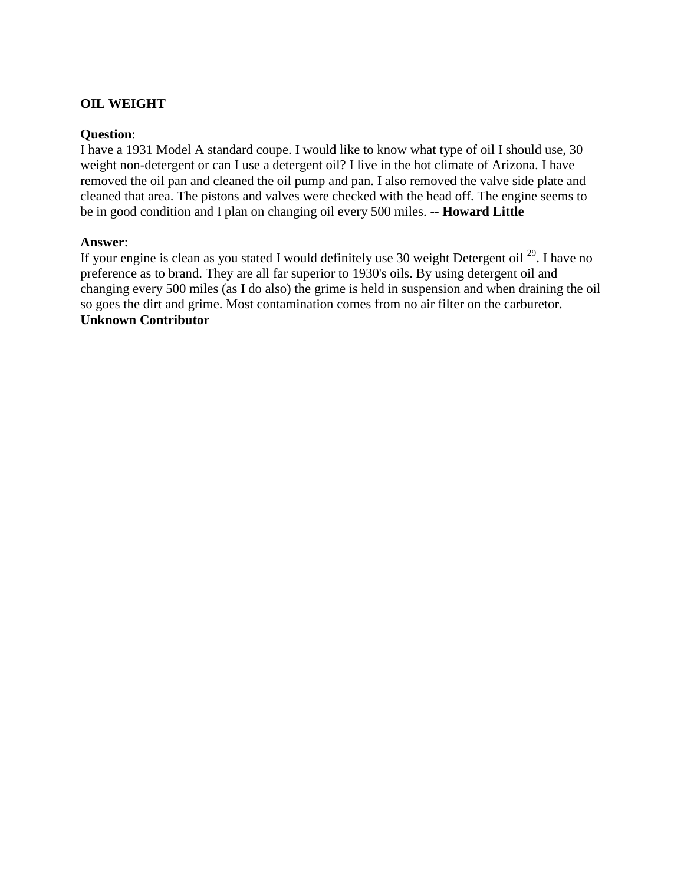**OIL WEIGHT**

**Question**:
I have a 1931 Model A standard coupe. I would like to know what type of oil I should use, 30 weight non-detergent or can I use a detergent oil? I live in the hot climate of Arizona. I have removed the oil pan and cleaned the oil pump and pan. I also removed the valve side plate and cleaned that area. The pistons and valves were checked with the head off. The engine seems to be in good condition and I plan on changing oil every 500 miles. -- **Howard Little**

**Answer**:
If your engine is clean as you stated I would definitely use 30 weight Detergent oil [29]. I have no preference as to brand. They are all far superior to 1930's oils. By using detergent oil and changing every 500 miles (as I do also) the grime is held in suspension and when draining the oil so goes the dirt and grime. Most contamination comes from no air filter on the carburetor. – **Unknown Contributor**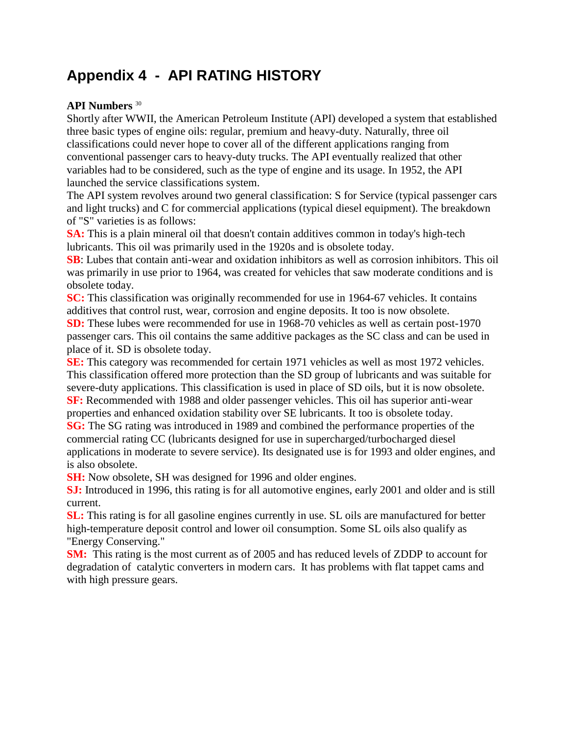# Appendix 4 - API RATING HISTORY

**API Numbers** [30]

Shortly after WWII, the American Petroleum Institute (API) developed a system that established three basic types of engine oils: regular, premium and heavy-duty. Naturally, three oil classifications could never hope to cover all of the different applications ranging from conventional passenger cars to heavy-duty trucks. The API eventually realized that other variables had to be considered, such as the type of engine and its usage. In 1952, the API launched the service classifications system.

The API system revolves around two general classification: S for Service (typical passenger cars and light trucks) and C for commercial applications (typical diesel equipment). The breakdown of "S" varieties is as follows:

**SA:** This is a plain mineral oil that doesn't contain additives common in today's high-tech lubricants. This oil was primarily used in the 1920s and is obsolete today.

**SB**: Lubes that contain anti-wear and oxidation inhibitors as well as corrosion inhibitors. This oil was primarily in use prior to 1964, was created for vehicles that saw moderate conditions and is obsolete today.

**SC:** This classification was originally recommended for use in 1964-67 vehicles. It contains additives that control rust, wear, corrosion and engine deposits. It too is now obsolete.

**SD:** These lubes were recommended for use in 1968-70 vehicles as well as certain post-1970 passenger cars. This oil contains the same additive packages as the SC class and can be used in place of it. SD is obsolete today.

**SE:** This category was recommended for certain 1971 vehicles as well as most 1972 vehicles. This classification offered more protection than the SD group of lubricants and was suitable for severe-duty applications. This classification is used in place of SD oils, but it is now obsolete.

**SF:** Recommended with 1988 and older passenger vehicles. This oil has superior anti-wear properties and enhanced oxidation stability over SE lubricants. It too is obsolete today.

**SG:** The SG rating was introduced in 1989 and combined the performance properties of the commercial rating CC (lubricants designed for use in supercharged/turbocharged diesel applications in moderate to severe service). Its designated use is for 1993 and older engines, and is also obsolete.

**SH:** Now obsolete, SH was designed for 1996 and older engines.

**SJ:** Introduced in 1996, this rating is for all automotive engines, early 2001 and older and is still current.

**SL:** This rating is for all gasoline engines currently in use. SL oils are manufactured for better high-temperature deposit control and lower oil consumption. Some SL oils also qualify as "Energy Conserving."

**SM:** This rating is the most current as of 2005 and has reduced levels of ZDDP to account for degradation of catalytic converters in modern cars. It has problems with flat tappet cams and with high pressure gears.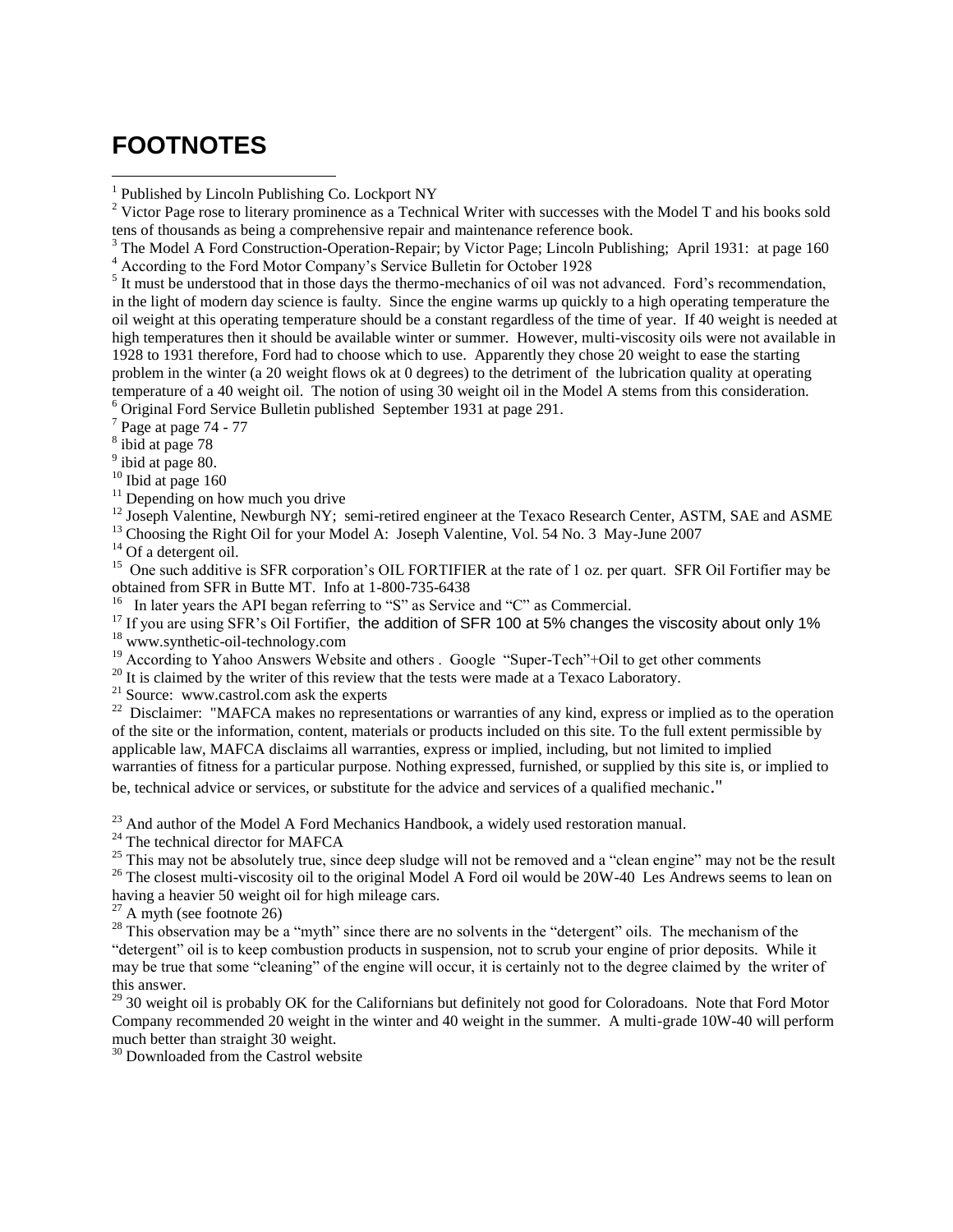# FOOTNOTES

[1] Published by Lincoln Publishing Co. Lockport NY

[2] Victor Page rose to literary prominence as a Technical Writer with successes with the Model T and his books sold tens of thousands as being a comprehensive repair and maintenance reference book.

[3] The Model A Ford Construction-Operation-Repair; by Victor Page; Lincoln Publishing; April 1931: at page 160

[4] According to the Ford Motor Company's Service Bulletin for October 1928

[5] It must be understood that in those days the thermo-mechanics of oil was not advanced. Ford's recommendation, in the light of modern day science is faulty. Since the engine warms up quickly to a high operating temperature the oil weight at this operating temperature should be a constant regardless of the time of year. If 40 weight is needed at high temperatures then it should be available winter or summer. However, multi-viscosity oils were not available in 1928 to 1931 therefore, Ford had to choose which to use. Apparently they chose 20 weight to ease the starting problem in the winter (a 20 weight flows ok at 0 degrees) to the detriment of the lubrication quality at operating temperature of a 40 weight oil. The notion of using 30 weight oil in the Model A stems from this consideration.

[6] Original Ford Service Bulletin published September 1931 at page 291.

[7] Page at page 74 - 77

[8] ibid at page 78

[9] ibid at page 80.

[10] Ibid at page 160

[11] Depending on how much you drive

[12] Joseph Valentine, Newburgh NY; semi-retired engineer at the Texaco Research Center, ASTM, SAE and ASME

[13] Choosing the Right Oil for your Model A: Joseph Valentine, Vol. 54 No. 3 May-June 2007

[14] Of a detergent oil.

[15] One such additive is SFR corporation's OIL FORTIFIER at the rate of 1 oz. per quart. SFR Oil Fortifier may be obtained from SFR in Butte MT. Info at 1-800-735-6438

[16] In later years the API began referring to "S" as Service and "C" as Commercial.

[17] If you are using SFR's Oil Fortifier, the addition of SFR 100 at 5% changes the viscosity about only 1%

[18] www.synthetic-oil-technology.com

[19] According to Yahoo Answers Website and others . Google "Super-Tech"+Oil to get other comments

[20] It is claimed by the writer of this review that the tests were made at a Texaco Laboratory.

[21] Source: www.castrol.com ask the experts

[22] Disclaimer: "MAFCA makes no representations or warranties of any kind, express or implied as to the operation of the site or the information, content, materials or products included on this site. To the full extent permissible by applicable law, MAFCA disclaims all warranties, express or implied, including, but not limited to implied warranties of fitness for a particular purpose. Nothing expressed, furnished, or supplied by this site is, or implied to be, technical advice or services, or substitute for the advice and services of a qualified mechanic."

[23] And author of the Model A Ford Mechanics Handbook, a widely used restoration manual.

[24] The technical director for MAFCA

[25] This may not be absolutely true, since deep sludge will not be removed and a "clean engine" may not be the result

[26] The closest multi-viscosity oil to the original Model A Ford oil would be 20W-40 Les Andrews seems to lean on having a heavier 50 weight oil for high mileage cars.

[27] A myth (see footnote 26)

[28] This observation may be a "myth" since there are no solvents in the "detergent" oils. The mechanism of the "detergent" oil is to keep combustion products in suspension, not to scrub your engine of prior deposits. While it may be true that some "cleaning" of the engine will occur, it is certainly not to the degree claimed by the writer of this answer.

[29] 30 weight oil is probably OK for the Californians but definitely not good for Coloradoans. Note that Ford Motor Company recommended 20 weight in the winter and 40 weight in the summer. A multi-grade 10W-40 will perform much better than straight 30 weight.

[30] Downloaded from the Castrol website